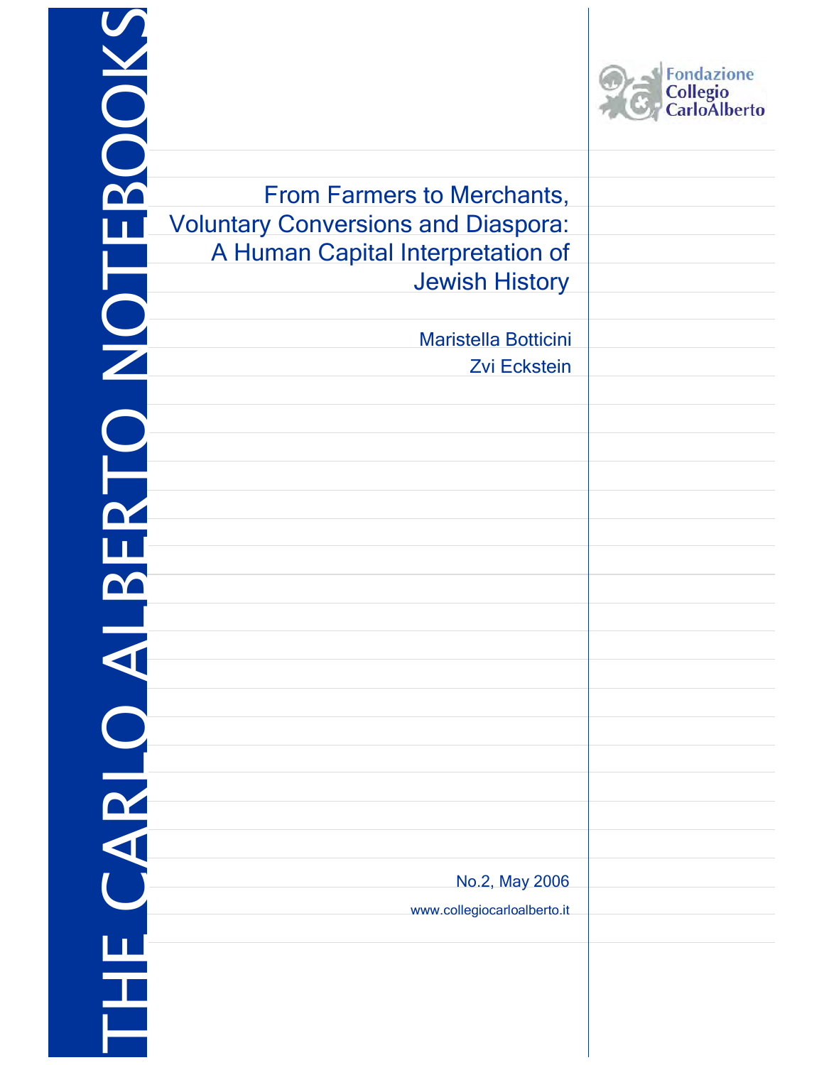THE CARLO ALBERTO NOTEBOOKS

Fondazione Collegio CarloAlberto

# From Farmers to Merchants, Voluntary Conversions and Diaspora: A Human Capital Interpretation of Jewish History

Maristella Botticini

Zvi Eckstein

No.2, May 2006

www.collegiocarloalberto.it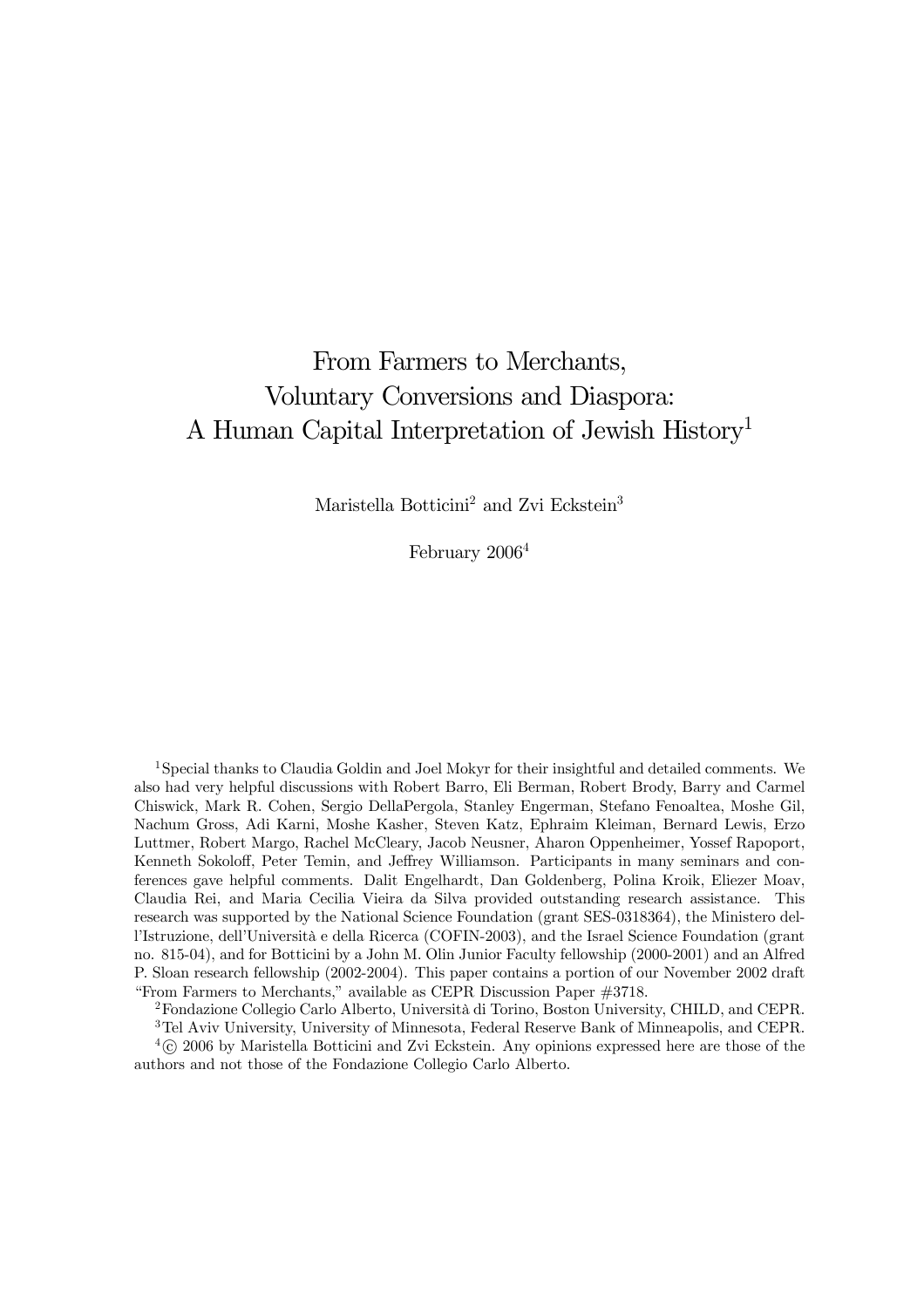# From Farmers to Merchants, Voluntary Conversions and Diaspora: A Human Capital Interpretation of Jewish History[1]

Maristella Botticini[2] and Zvi Eckstein[3]

February 2006[4]

[1]Special thanks to Claudia Goldin and Joel Mokyr for their insightful and detailed comments. We also had very helpful discussions with Robert Barro, Eli Berman, Robert Brody, Barry and Carmel Chiswick, Mark R. Cohen, Sergio DellaPergola, Stanley Engerman, Stefano Fenoaltea, Moshe Gil, Nachum Gross, Adi Karni, Moshe Kasher, Steven Katz, Ephraim Kleiman, Bernard Lewis, Erzo Luttmer, Robert Margo, Rachel McCleary, Jacob Neusner, Aharon Oppenheimer, Yossef Rapoport, Kenneth Sokoloff, Peter Temin, and Jeffrey Williamson. Participants in many seminars and conferences gave helpful comments. Dalit Engelhardt, Dan Goldenberg, Polina Kroik, Eliezer Moav, Claudia Rei, and Maria Cecilia Vieira da Silva provided outstanding research assistance. This research was supported by the National Science Foundation (grant SES-0318364), the Ministero dell'Istruzione, dell'Università e della Ricerca (COFIN-2003), and the Israel Science Foundation (grant no. 815-04), and for Botticini by a John M. Olin Junior Faculty fellowship (2000-2001) and an Alfred P. Sloan research fellowship (2002-2004). This paper contains a portion of our November 2002 draft "From Farmers to Merchants," available as CEPR Discussion Paper #3718.

[2]Fondazione Collegio Carlo Alberto, Università di Torino, Boston University, CHILD, and CEPR.

[3]Tel Aviv University, University of Minnesota, Federal Reserve Bank of Minneapolis, and CEPR.

[4]© 2006 by Maristella Botticini and Zvi Eckstein. Any opinions expressed here are those of the authors and not those of the Fondazione Collegio Carlo Alberto.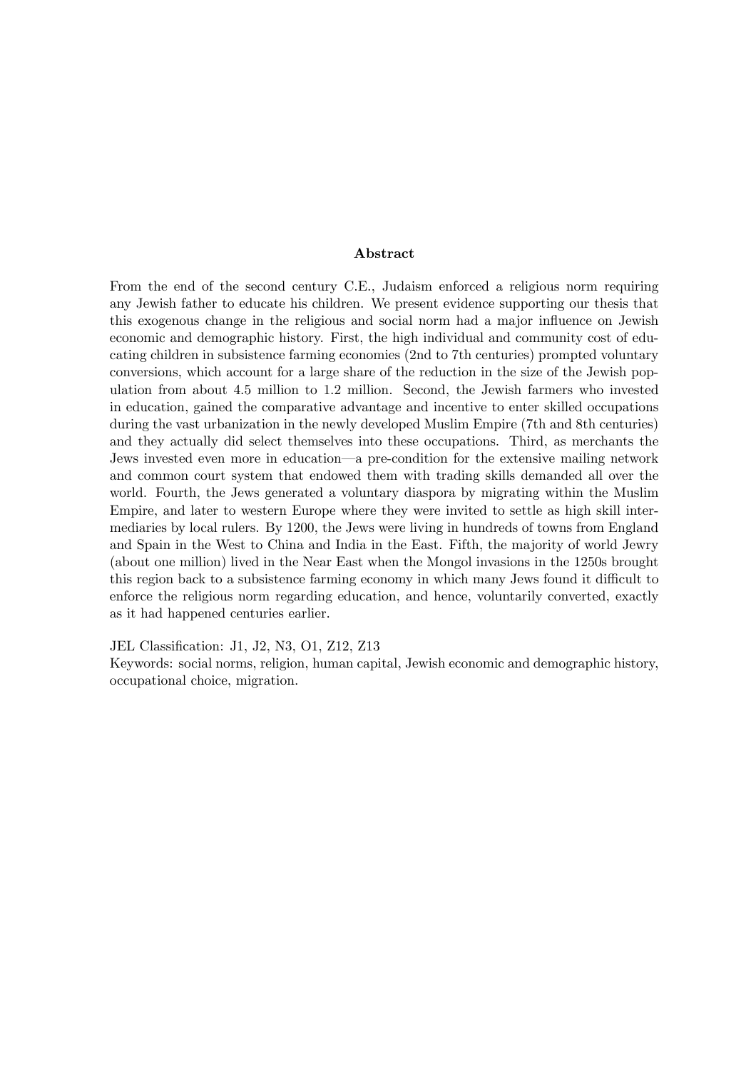## Abstract

From the end of the second century C.E., Judaism enforced a religious norm requiring any Jewish father to educate his children. We present evidence supporting our thesis that this exogenous change in the religious and social norm had a major influence on Jewish economic and demographic history. First, the high individual and community cost of educating children in subsistence farming economies (2nd to 7th centuries) prompted voluntary conversions, which account for a large share of the reduction in the size of the Jewish population from about 4.5 million to 1.2 million. Second, the Jewish farmers who invested in education, gained the comparative advantage and incentive to enter skilled occupations during the vast urbanization in the newly developed Muslim Empire (7th and 8th centuries) and they actually did select themselves into these occupations. Third, as merchants the Jews invested even more in education—a pre-condition for the extensive mailing network and common court system that endowed them with trading skills demanded all over the world. Fourth, the Jews generated a voluntary diaspora by migrating within the Muslim Empire, and later to western Europe where they were invited to settle as high skill intermediaries by local rulers. By 1200, the Jews were living in hundreds of towns from England and Spain in the West to China and India in the East. Fifth, the majority of world Jewry (about one million) lived in the Near East when the Mongol invasions in the 1250s brought this region back to a subsistence farming economy in which many Jews found it difficult to enforce the religious norm regarding education, and hence, voluntarily converted, exactly as it had happened centuries earlier.

JEL Classification: J1, J2, N3, O1, Z12, Z13

Keywords: social norms, religion, human capital, Jewish economic and demographic history, occupational choice, migration.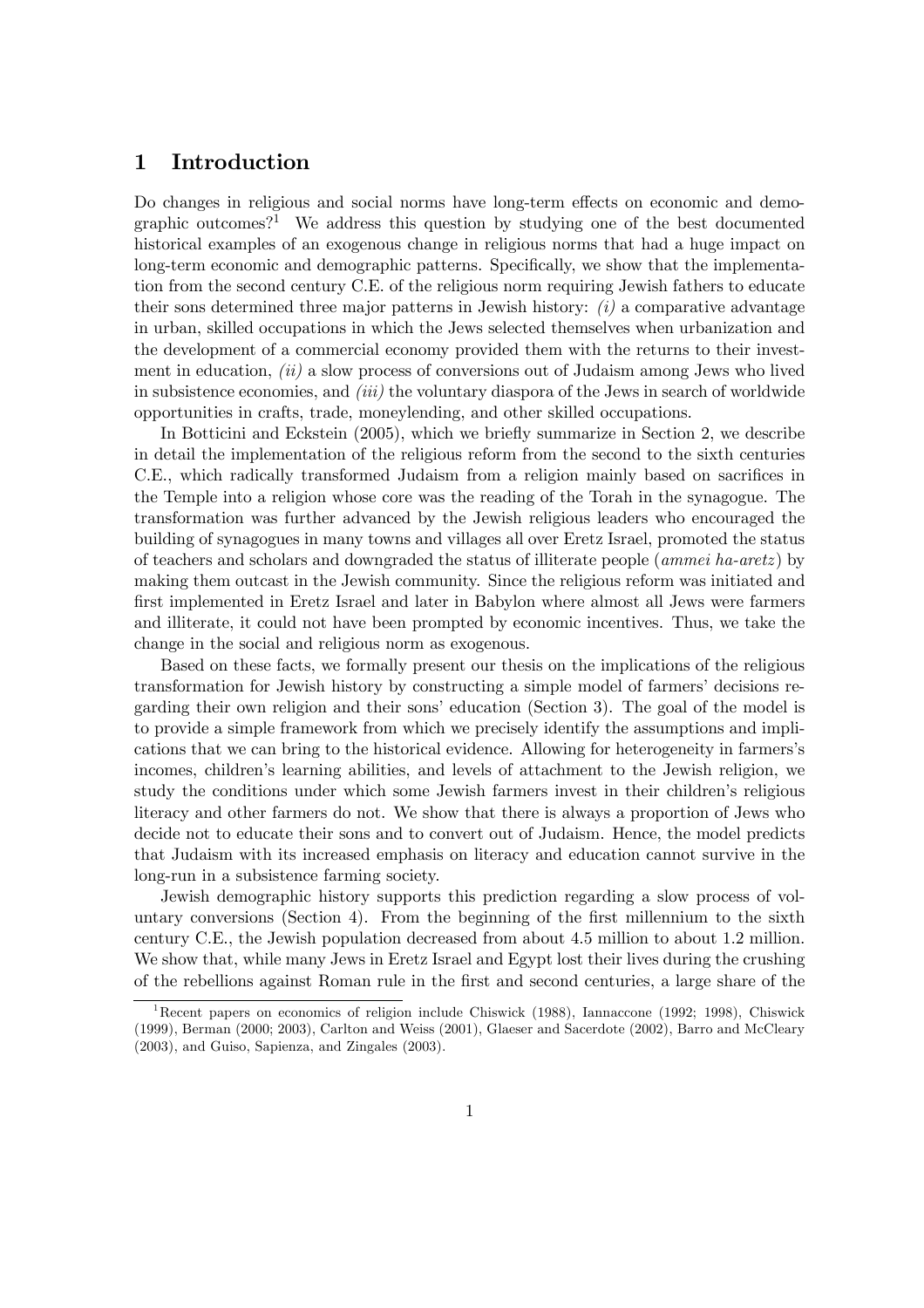# 1 Introduction

Do changes in religious and social norms have long-term effects on economic and demographic outcomes?[1] We address this question by studying one of the best documented historical examples of an exogenous change in religious norms that had a huge impact on long-term economic and demographic patterns. Specifically, we show that the implementation from the second century C.E. of the religious norm requiring Jewish fathers to educate their sons determined three major patterns in Jewish history: *(i)* a comparative advantage in urban, skilled occupations in which the Jews selected themselves when urbanization and the development of a commercial economy provided them with the returns to their investment in education, *(ii)* a slow process of conversions out of Judaism among Jews who lived in subsistence economies, and *(iii)* the voluntary diaspora of the Jews in search of worldwide opportunities in crafts, trade, moneylending, and other skilled occupations.

In Botticini and Eckstein (2005), which we briefly summarize in Section 2, we describe in detail the implementation of the religious reform from the second to the sixth centuries C.E., which radically transformed Judaism from a religion mainly based on sacrifices in the Temple into a religion whose core was the reading of the Torah in the synagogue. The transformation was further advanced by the Jewish religious leaders who encouraged the building of synagogues in many towns and villages all over Eretz Israel, promoted the status of teachers and scholars and downgraded the status of illiterate people (*ammei ha-aretz*) by making them outcast in the Jewish community. Since the religious reform was initiated and first implemented in Eretz Israel and later in Babylon where almost all Jews were farmers and illiterate, it could not have been prompted by economic incentives. Thus, we take the change in the social and religious norm as exogenous.

Based on these facts, we formally present our thesis on the implications of the religious transformation for Jewish history by constructing a simple model of farmers' decisions regarding their own religion and their sons' education (Section 3). The goal of the model is to provide a simple framework from which we precisely identify the assumptions and implications that we can bring to the historical evidence. Allowing for heterogeneity in farmers's incomes, children's learning abilities, and levels of attachment to the Jewish religion, we study the conditions under which some Jewish farmers invest in their children's religious literacy and other farmers do not. We show that there is always a proportion of Jews who decide not to educate their sons and to convert out of Judaism. Hence, the model predicts that Judaism with its increased emphasis on literacy and education cannot survive in the long-run in a subsistence farming society.

Jewish demographic history supports this prediction regarding a slow process of voluntary conversions (Section 4). From the beginning of the first millennium to the sixth century C.E., the Jewish population decreased from about 4.5 million to about 1.2 million. We show that, while many Jews in Eretz Israel and Egypt lost their lives during the crushing of the rebellions against Roman rule in the first and second centuries, a large share of the

[1] Recent papers on economics of religion include Chiswick (1988), Iannaccone (1992; 1998), Chiswick (1999), Berman (2000; 2003), Carlton and Weiss (2001), Glaeser and Sacerdote (2002), Barro and McCleary (2003), and Guiso, Sapienza, and Zingales (2003).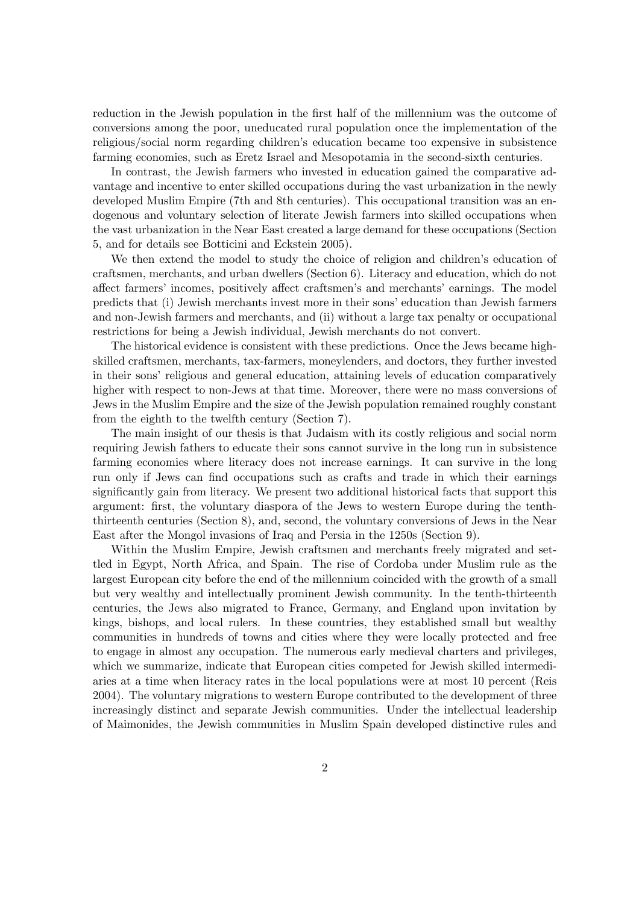reduction in the Jewish population in the first half of the millennium was the outcome of conversions among the poor, uneducated rural population once the implementation of the religious/social norm regarding children's education became too expensive in subsistence farming economies, such as Eretz Israel and Mesopotamia in the second-sixth centuries.

In contrast, the Jewish farmers who invested in education gained the comparative advantage and incentive to enter skilled occupations during the vast urbanization in the newly developed Muslim Empire (7th and 8th centuries). This occupational transition was an endogenous and voluntary selection of literate Jewish farmers into skilled occupations when the vast urbanization in the Near East created a large demand for these occupations (Section 5, and for details see Botticini and Eckstein 2005).

We then extend the model to study the choice of religion and children's education of craftsmen, merchants, and urban dwellers (Section 6). Literacy and education, which do not affect farmers' incomes, positively affect craftsmen's and merchants' earnings. The model predicts that (i) Jewish merchants invest more in their sons' education than Jewish farmers and non-Jewish farmers and merchants, and (ii) without a large tax penalty or occupational restrictions for being a Jewish individual, Jewish merchants do not convert.

The historical evidence is consistent with these predictions. Once the Jews became high-skilled craftsmen, merchants, tax-farmers, moneylenders, and doctors, they further invested in their sons' religious and general education, attaining levels of education comparatively higher with respect to non-Jews at that time. Moreover, there were no mass conversions of Jews in the Muslim Empire and the size of the Jewish population remained roughly constant from the eighth to the twelfth century (Section 7).

The main insight of our thesis is that Judaism with its costly religious and social norm requiring Jewish fathers to educate their sons cannot survive in the long run in subsistence farming economies where literacy does not increase earnings. It can survive in the long run only if Jews can find occupations such as crafts and trade in which their earnings significantly gain from literacy. We present two additional historical facts that support this argument: first, the voluntary diaspora of the Jews to western Europe during the tenth-thirteenth centuries (Section 8), and, second, the voluntary conversions of Jews in the Near East after the Mongol invasions of Iraq and Persia in the 1250s (Section 9).

Within the Muslim Empire, Jewish craftsmen and merchants freely migrated and settled in Egypt, North Africa, and Spain. The rise of Cordoba under Muslim rule as the largest European city before the end of the millennium coincided with the growth of a small but very wealthy and intellectually prominent Jewish community. In the tenth-thirteenth centuries, the Jews also migrated to France, Germany, and England upon invitation by kings, bishops, and local rulers. In these countries, they established small but wealthy communities in hundreds of towns and cities where they were locally protected and free to engage in almost any occupation. The numerous early medieval charters and privileges, which we summarize, indicate that European cities competed for Jewish skilled intermediaries at a time when literacy rates in the local populations were at most 10 percent (Reis 2004). The voluntary migrations to western Europe contributed to the development of three increasingly distinct and separate Jewish communities. Under the intellectual leadership of Maimonides, the Jewish communities in Muslim Spain developed distinctive rules and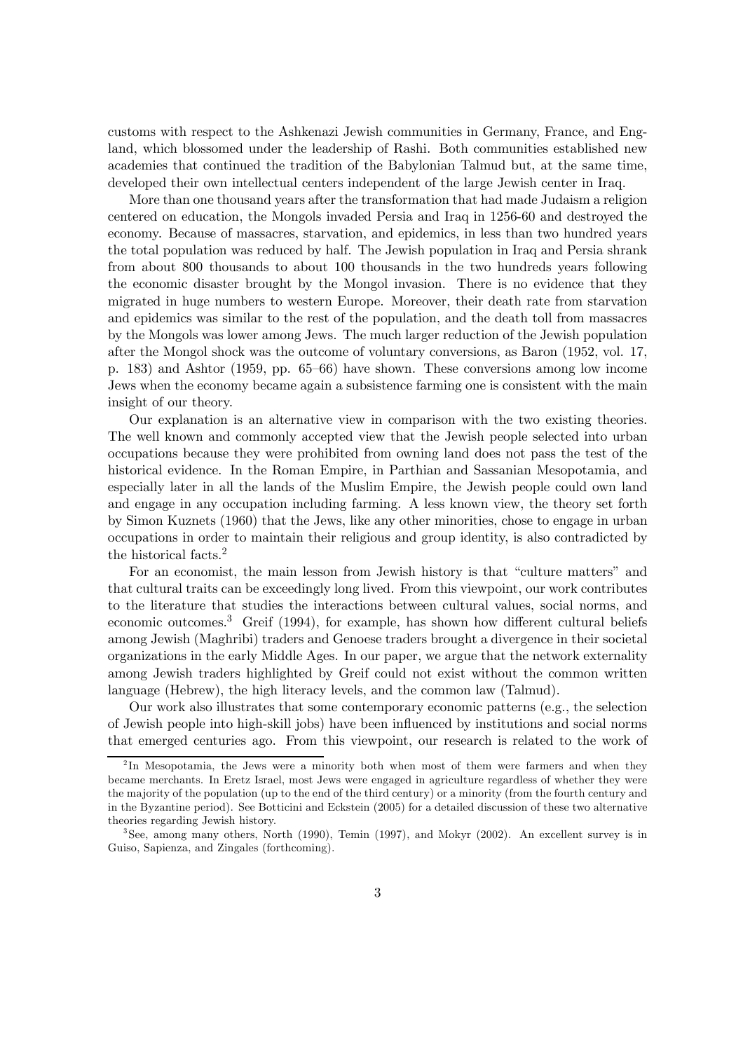customs with respect to the Ashkenazi Jewish communities in Germany, France, and England, which blossomed under the leadership of Rashi. Both communities established new academies that continued the tradition of the Babylonian Talmud but, at the same time, developed their own intellectual centers independent of the large Jewish center in Iraq.

More than one thousand years after the transformation that had made Judaism a religion centered on education, the Mongols invaded Persia and Iraq in 1256-60 and destroyed the economy. Because of massacres, starvation, and epidemics, in less than two hundred years the total population was reduced by half. The Jewish population in Iraq and Persia shrank from about 800 thousands to about 100 thousands in the two hundreds years following the economic disaster brought by the Mongol invasion. There is no evidence that they migrated in huge numbers to western Europe. Moreover, their death rate from starvation and epidemics was similar to the rest of the population, and the death toll from massacres by the Mongols was lower among Jews. The much larger reduction of the Jewish population after the Mongol shock was the outcome of voluntary conversions, as Baron (1952, vol. 17, p. 183) and Ashtor (1959, pp. 65–66) have shown. These conversions among low income Jews when the economy became again a subsistence farming one is consistent with the main insight of our theory.

Our explanation is an alternative view in comparison with the two existing theories. The well known and commonly accepted view that the Jewish people selected into urban occupations because they were prohibited from owning land does not pass the test of the historical evidence. In the Roman Empire, in Parthian and Sassanian Mesopotamia, and especially later in all the lands of the Muslim Empire, the Jewish people could own land and engage in any occupation including farming. A less known view, the theory set forth by Simon Kuznets (1960) that the Jews, like any other minorities, chose to engage in urban occupations in order to maintain their religious and group identity, is also contradicted by the historical facts.[2]

For an economist, the main lesson from Jewish history is that "culture matters" and that cultural traits can be exceedingly long lived. From this viewpoint, our work contributes to the literature that studies the interactions between cultural values, social norms, and economic outcomes.[3] Greif (1994), for example, has shown how different cultural beliefs among Jewish (Maghribi) traders and Genoese traders brought a divergence in their societal organizations in the early Middle Ages. In our paper, we argue that the network externality among Jewish traders highlighted by Greif could not exist without the common written language (Hebrew), the high literacy levels, and the common law (Talmud).

Our work also illustrates that some contemporary economic patterns (e.g., the selection of Jewish people into high-skill jobs) have been influenced by institutions and social norms that emerged centuries ago. From this viewpoint, our research is related to the work of

[2] In Mesopotamia, the Jews were a minority both when most of them were farmers and when they became merchants. In Eretz Israel, most Jews were engaged in agriculture regardless of whether they were the majority of the population (up to the end of the third century) or a minority (from the fourth century and in the Byzantine period). See Botticini and Eckstein (2005) for a detailed discussion of these two alternative theories regarding Jewish history.

[3] See, among many others, North (1990), Temin (1997), and Mokyr (2002). An excellent survey is in Guiso, Sapienza, and Zingales (forthcoming).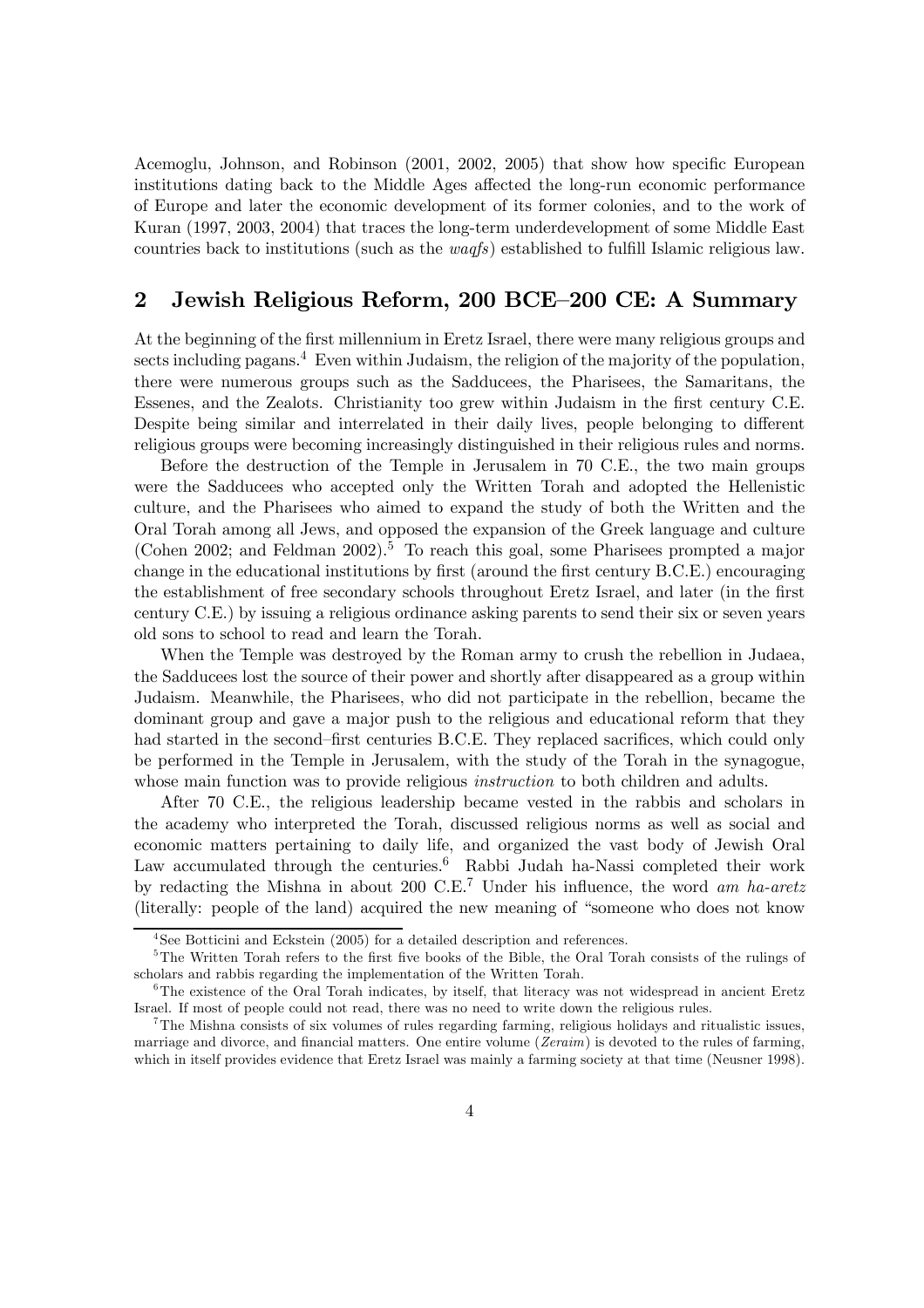Acemoglu, Johnson, and Robinson (2001, 2002, 2005) that show how specific European institutions dating back to the Middle Ages affected the long-run economic performance of Europe and later the economic development of its former colonies, and to the work of Kuran (1997, 2003, 2004) that traces the long-term underdevelopment of some Middle East countries back to institutions (such as the *waqfs*) established to fulfill Islamic religious law.

## 2 Jewish Religious Reform, 200 BCE–200 CE: A Summary

At the beginning of the first millennium in Eretz Israel, there were many religious groups and sects including pagans.[4] Even within Judaism, the religion of the majority of the population, there were numerous groups such as the Sadducees, the Pharisees, the Samaritans, the Essenes, and the Zealots. Christianity too grew within Judaism in the first century C.E. Despite being similar and interrelated in their daily lives, people belonging to different religious groups were becoming increasingly distinguished in their religious rules and norms.

Before the destruction of the Temple in Jerusalem in 70 C.E., the two main groups were the Sadducees who accepted only the Written Torah and adopted the Hellenistic culture, and the Pharisees who aimed to expand the study of both the Written and the Oral Torah among all Jews, and opposed the expansion of the Greek language and culture (Cohen 2002; and Feldman 2002).[5] To reach this goal, some Pharisees prompted a major change in the educational institutions by first (around the first century B.C.E.) encouraging the establishment of free secondary schools throughout Eretz Israel, and later (in the first century C.E.) by issuing a religious ordinance asking parents to send their six or seven years old sons to school to read and learn the Torah.

When the Temple was destroyed by the Roman army to crush the rebellion in Judaea, the Sadducees lost the source of their power and shortly after disappeared as a group within Judaism. Meanwhile, the Pharisees, who did not participate in the rebellion, became the dominant group and gave a major push to the religious and educational reform that they had started in the second–first centuries B.C.E. They replaced sacrifices, which could only be performed in the Temple in Jerusalem, with the study of the Torah in the synagogue, whose main function was to provide religious *instruction* to both children and adults.

After 70 C.E., the religious leadership became vested in the rabbis and scholars in the academy who interpreted the Torah, discussed religious norms as well as social and economic matters pertaining to daily life, and organized the vast body of Jewish Oral Law accumulated through the centuries.[6] Rabbi Judah ha-Nassi completed their work by redacting the Mishna in about 200 C.E.[7] Under his influence, the word *am ha-aretz* (literally: people of the land) acquired the new meaning of "someone who does not know

[4] See Botticini and Eckstein (2005) for a detailed description and references.

[5] The Written Torah refers to the first five books of the Bible, the Oral Torah consists of the rulings of scholars and rabbis regarding the implementation of the Written Torah.

[6] The existence of the Oral Torah indicates, by itself, that literacy was not widespread in ancient Eretz Israel. If most of people could not read, there was no need to write down the religious rules.

[7] The Mishna consists of six volumes of rules regarding farming, religious holidays and ritualistic issues, marriage and divorce, and financial matters. One entire volume (*Zeraim*) is devoted to the rules of farming, which in itself provides evidence that Eretz Israel was mainly a farming society at that time (Neusner 1998).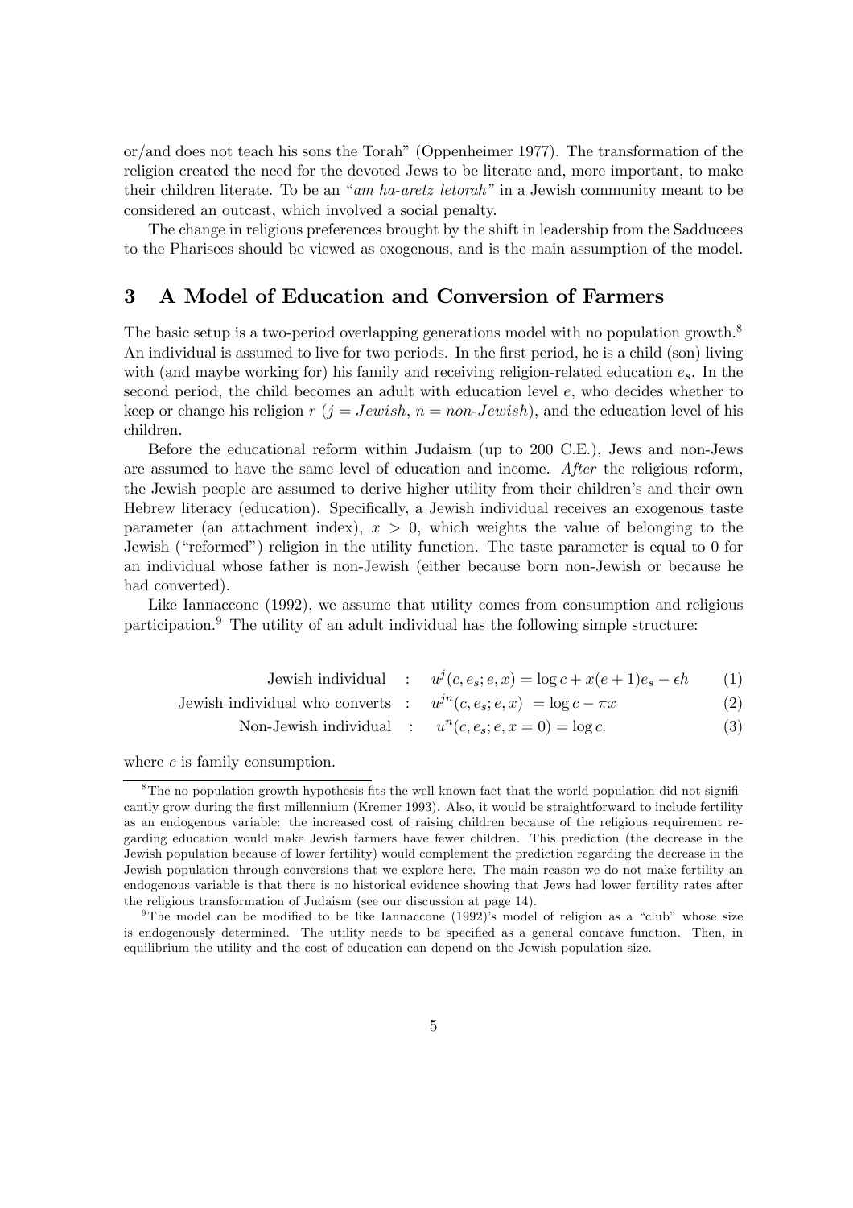or/and does not teach his sons the Torah" (Oppenheimer 1977). The transformation of the religion created the need for the devoted Jews to be literate and, more important, to make their children literate. To be an "*am ha-aretz letorah*" in a Jewish community meant to be considered an outcast, which involved a social penalty.

The change in religious preferences brought by the shift in leadership from the Sadducees to the Pharisees should be viewed as exogenous, and is the main assumption of the model.

## 3 A Model of Education and Conversion of Farmers

The basic setup is a two-period overlapping generations model with no population growth.[8] An individual is assumed to live for two periods. In the first period, he is a child (son) living with (and maybe working for) his family and receiving religion-related education $e_s$. In the second period, the child becomes an adult with education level $e$, who decides whether to keep or change his religion $r$ ($j = Jewish$, $n = non\text{-}Jewish$), and the education level of his children.

Before the educational reform within Judaism (up to 200 C.E.), Jews and non-Jews are assumed to have the same level of education and income. *After* the religious reform, the Jewish people are assumed to derive higher utility from their children's and their own Hebrew literacy (education). Specifically, a Jewish individual receives an exogenous taste parameter (an attachment index), $x > 0$, which weights the value of belonging to the Jewish ("reformed") religion in the utility function. The taste parameter is equal to 0 for an individual whose father is non-Jewish (either because born non-Jewish or because he had converted).

Like Iannaccone (1992), we assume that utility comes from consumption and religious participation.[9] The utility of an adult individual has the following simple structure:

$$\text{Jewish individual} \quad : \quad u^j(c, e_s; e, x) = \log c + x(e+1)e_s - \epsilon h \tag{1}$$

$$\text{Jewish individual who converts} \quad : \quad u^{jn}(c, e_s; e, x) = \log c - \pi x \tag{2}$$

$$\text{Non-Jewish individual} \quad : \quad u^n(c, e_s; e, x = 0) = \log c. \tag{3}$$

where $c$ is family consumption.

---

[8] The no population growth hypothesis fits the well known fact that the world population did not significantly grow during the first millennium (Kremer 1993). Also, it would be straightforward to include fertility as an endogenous variable: the increased cost of raising children because of the religious requirement regarding education would make Jewish farmers have fewer children. This prediction (the decrease in the Jewish population because of lower fertility) would complement the prediction regarding the decrease in the Jewish population through conversions that we explore here. The main reason we do not make fertility an endogenous variable is that there is no historical evidence showing that Jews had lower fertility rates after the religious transformation of Judaism (see our discussion at page 14).

[9] The model can be modified to be like Iannaccone (1992)'s model of religion as a "club" whose size is endogenously determined. The utility needs to be specified as a general concave function. Then, in equilibrium the utility and the cost of education can depend on the Jewish population size.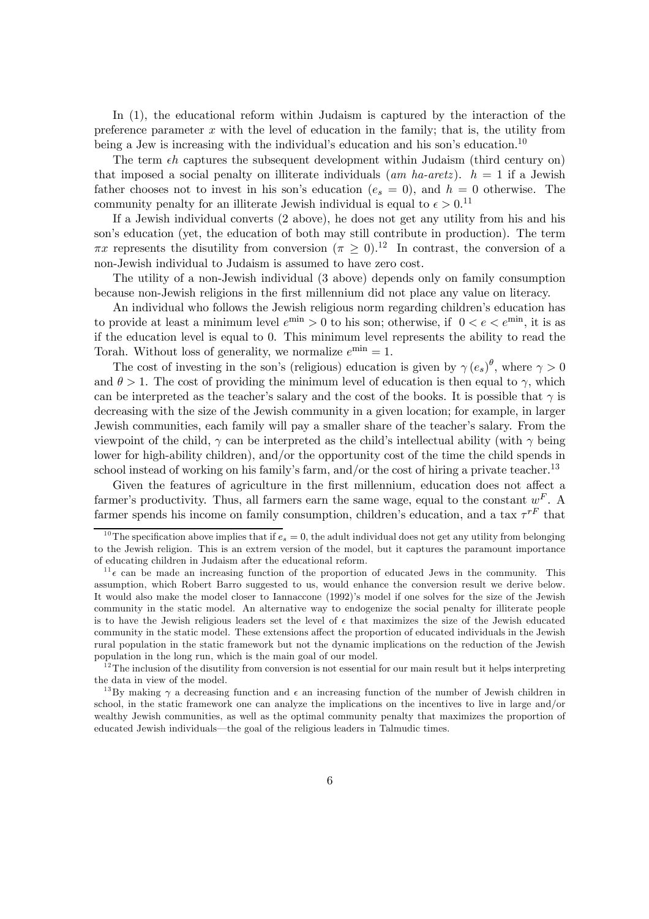In (1), the educational reform within Judaism is captured by the interaction of the preference parameter $x$ with the level of education in the family; that is, the utility from being a Jew is increasing with the individual's education and his son's education.[10]

The term $\epsilon h$ captures the subsequent development within Judaism (third century on) that imposed a social penalty on illiterate individuals (*am ha-aretz*). $h = 1$ if a Jewish father chooses not to invest in his son's education ($e_s = 0$), and $h = 0$ otherwise. The community penalty for an illiterate Jewish individual is equal to $\epsilon > 0$.[11]

If a Jewish individual converts (2 above), he does not get any utility from his and his son's education (yet, the education of both may still contribute in production). The term $\pi x$ represents the disutility from conversion ($\pi \geq 0$).[12] In contrast, the conversion of a non-Jewish individual to Judaism is assumed to have zero cost.

The utility of a non-Jewish individual (3 above) depends only on family consumption because non-Jewish religions in the first millennium did not place any value on literacy.

An individual who follows the Jewish religious norm regarding children's education has to provide at least a minimum level $e^{\min} > 0$ to his son; otherwise, if $0 < e < e^{\min}$, it is as if the education level is equal to 0. This minimum level represents the ability to read the Torah. Without loss of generality, we normalize $e^{\min} = 1$.

The cost of investing in the son's (religious) education is given by $\gamma (e_s)^{\theta}$, where $\gamma > 0$ and $\theta > 1$. The cost of providing the minimum level of education is then equal to $\gamma$, which can be interpreted as the teacher's salary and the cost of the books. It is possible that $\gamma$ is decreasing with the size of the Jewish community in a given location; for example, in larger Jewish communities, each family will pay a smaller share of the teacher's salary. From the viewpoint of the child, $\gamma$ can be interpreted as the child's intellectual ability (with $\gamma$ being lower for high-ability children), and/or the opportunity cost of the time the child spends in school instead of working on his family's farm, and/or the cost of hiring a private teacher.[13]

Given the features of agriculture in the first millennium, education does not affect a farmer's productivity. Thus, all farmers earn the same wage, equal to the constant $w^F$. A farmer spends his income on family consumption, children's education, and a tax $\tau^{rF}$ that

[10] The specification above implies that if $e_s = 0$, the adult individual does not get any utility from belonging to the Jewish religion. This is an extrem version of the model, but it captures the paramount importance of educating children in Judaism after the educational reform.

[11] $\epsilon$ can be made an increasing function of the proportion of educated Jews in the community. This assumption, which Robert Barro suggested to us, would enhance the conversion result we derive below. It would also make the model closer to Iannaccone (1992)'s model if one solves for the size of the Jewish community in the static model. An alternative way to endogenize the social penalty for illiterate people is to have the Jewish religious leaders set the level of $\epsilon$ that maximizes the size of the Jewish educated community in the static model. These extensions affect the proportion of educated individuals in the Jewish rural population in the static framework but not the dynamic implications on the reduction of the Jewish population in the long run, which is the main goal of our model.

[12] The inclusion of the disutility from conversion is not essential for our main result but it helps interpreting the data in view of the model.

[13] By making $\gamma$ a decreasing function and $\epsilon$ an increasing function of the number of Jewish children in school, in the static framework one can analyze the implications on the incentives to live in large and/or wealthy Jewish communities, as well as the optimal community penalty that maximizes the proportion of educated Jewish individuals—the goal of the religious leaders in Talmudic times.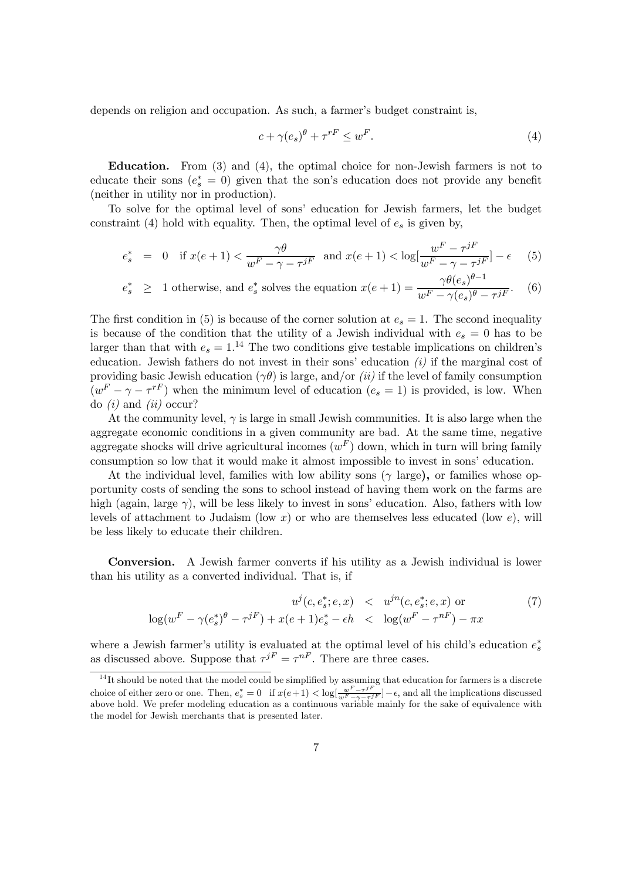depends on religion and occupation. As such, a farmer's budget constraint is,

$$c + \gamma(e_s)^\theta + \tau^{rF} \leq w^F. \tag{4}$$

**Education.** From (3) and (4), the optimal choice for non-Jewish farmers is not to educate their sons ($e_s^* = 0$) given that the son's education does not provide any benefit (neither in utility nor in production).

To solve for the optimal level of sons' education for Jewish farmers, let the budget constraint (4) hold with equality. Then, the optimal level of $e_s$ is given by,

$$e_s^* \ = \ 0 \quad \text{if } x(e+1) < \frac{\gamma\theta}{w^F - \gamma - \tau^{jF}} \quad \text{and } x(e+1) < \log[\frac{w^F - \tau^{jF}}{w^F - \gamma - \tau^{jF}}] - \epsilon \tag{5}$$

$$e_s^* \ \geq \ 1 \text{ otherwise, and } e_s^* \text{ solves the equation } x(e+1) = \frac{\gamma\theta(e_s)^{\theta-1}}{w^F - \gamma(e_s)^\theta - \tau^{jF}}. \tag{6}$$

The first condition in (5) is because of the corner solution at $e_s = 1$. The second inequality is because of the condition that the utility of a Jewish individual with $e_s = 0$ has to be larger than that with $e_s = 1$.[14] The two conditions give testable implications on children's education. Jewish fathers do not invest in their sons' education *(i)* if the marginal cost of providing basic Jewish education ($\gamma\theta$) is large, and/or *(ii)* if the level of family consumption ($w^F - \gamma - \tau^{rF}$) when the minimum level of education ($e_s = 1$) is provided, is low. When do *(i)* and *(ii)* occur?

At the community level, $\gamma$ is large in small Jewish communities. It is also large when the aggregate economic conditions in a given community are bad. At the same time, negative aggregate shocks will drive agricultural incomes ($w^F$) down, which in turn will bring family consumption so low that it would make it almost impossible to invest in sons' education.

At the individual level, families with low ability sons ($\gamma$ large)**,** or families whose opportunity costs of sending the sons to school instead of having them work on the farms are high (again, large $\gamma$), will be less likely to invest in sons' education. Also, fathers with low levels of attachment to Judaism (low $x$) or who are themselves less educated (low $e$), will be less likely to educate their children.

**Conversion.** A Jewish farmer converts if his utility as a Jewish individual is lower than his utility as a converted individual. That is, if

$$\begin{aligned} u^j(c, e_s^*; e, x) \ &< \ u^{jn}(c, e_s^*; e, x) \text{ or} \\ \log(w^F - \gamma(e_s^*)^\theta - \tau^{jF}) + x(e+1)e_s^* - \epsilon h \ &< \ \log(w^F - \tau^{nF}) - \pi x \end{aligned} \tag{7}$$

where a Jewish farmer's utility is evaluated at the optimal level of his child's education $e_s^*$ as discussed above. Suppose that $\tau^{jF} = \tau^{nF}$. There are three cases.

[14] It should be noted that the model could be simplified by assuming that education for farmers is a discrete choice of either zero or one. Then, $e_s^* = 0$ if $x(e+1) < \log[\frac{w^F - \tau^{jF}}{w^F - \gamma - \tau^{jF}}] - \epsilon$, and all the implications discussed above hold. We prefer modeling education as a continuous variable mainly for the sake of equivalence with the model for Jewish merchants that is presented later.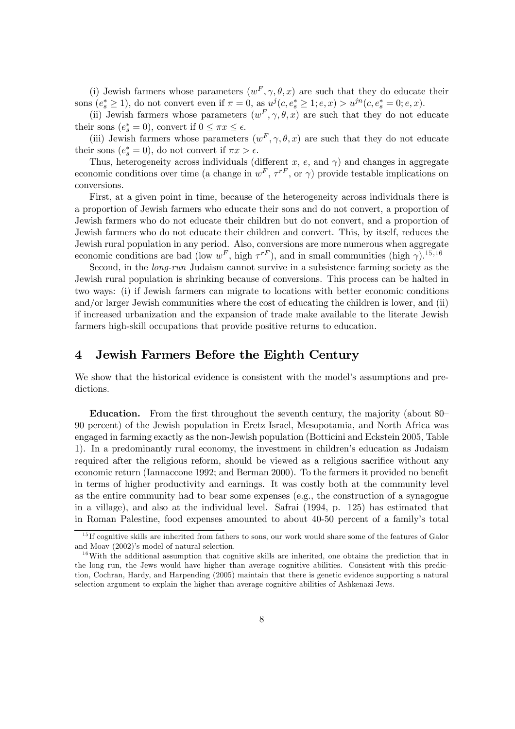(i) Jewish farmers whose parameters $(w^F, \gamma, \theta, x)$ are such that they do educate their sons ($e_s^* \geq 1$), do not convert even if $\pi = 0$, as $u^j(c, e_s^* \geq 1; e, x) > u^{jn}(c, e_s^* = 0; e, x)$.

(ii) Jewish farmers whose parameters $(w^F, \gamma, \theta, x)$ are such that they do not educate their sons ($e_s^* = 0$), convert if $0 \leq \pi x \leq \epsilon$.

(iii) Jewish farmers whose parameters $(w^F, \gamma, \theta, x)$ are such that they do not educate their sons ($e_s^* = 0$), do not convert if $\pi x > \epsilon$.

Thus, heterogeneity across individuals (different $x$, $e$, and $\gamma$) and changes in aggregate economic conditions over time (a change in $w^F$, $\tau^{rF}$, or $\gamma$) provide testable implications on conversions.

First, at a given point in time, because of the heterogeneity across individuals there is a proportion of Jewish farmers who educate their sons and do not convert, a proportion of Jewish farmers who do not educate their children but do not convert, and a proportion of Jewish farmers who do not educate their children and convert. This, by itself, reduces the Jewish rural population in any period. Also, conversions are more numerous when aggregate economic conditions are bad (low $w^F$, high $\tau^{rF}$), and in small communities (high $\gamma$).[15,16]

Second, in the *long-run* Judaism cannot survive in a subsistence farming society as the Jewish rural population is shrinking because of conversions. This process can be halted in two ways: (i) if Jewish farmers can migrate to locations with better economic conditions and/or larger Jewish communities where the cost of educating the children is lower, and (ii) if increased urbanization and the expansion of trade make available to the literate Jewish farmers high-skill occupations that provide positive returns to education.

## 4 Jewish Farmers Before the Eighth Century

We show that the historical evidence is consistent with the model's assumptions and predictions.

**Education.** From the first throughout the seventh century, the majority (about 80–90 percent) of the Jewish population in Eretz Israel, Mesopotamia, and North Africa was engaged in farming exactly as the non-Jewish population (Botticini and Eckstein 2005, Table 1). In a predominantly rural economy, the investment in children's education as Judaism required after the religious reform, should be viewed as a religious sacrifice without any economic return (Iannaccone 1992; and Berman 2000). To the farmers it provided no benefit in terms of higher productivity and earnings. It was costly both at the community level as the entire community had to bear some expenses (e.g., the construction of a synagogue in a village), and also at the individual level. Safrai (1994, p. 125) has estimated that in Roman Palestine, food expenses amounted to about 40-50 percent of a family's total

[15] If cognitive skills are inherited from fathers to sons, our work would share some of the features of Galor and Moav (2002)'s model of natural selection.

[16] With the additional assumption that cognitive skills are inherited, one obtains the prediction that in the long run, the Jews would have higher than average cognitive abilities. Consistent with this prediction, Cochran, Hardy, and Harpending (2005) maintain that there is genetic evidence supporting a natural selection argument to explain the higher than average cognitive abilities of Ashkenazi Jews.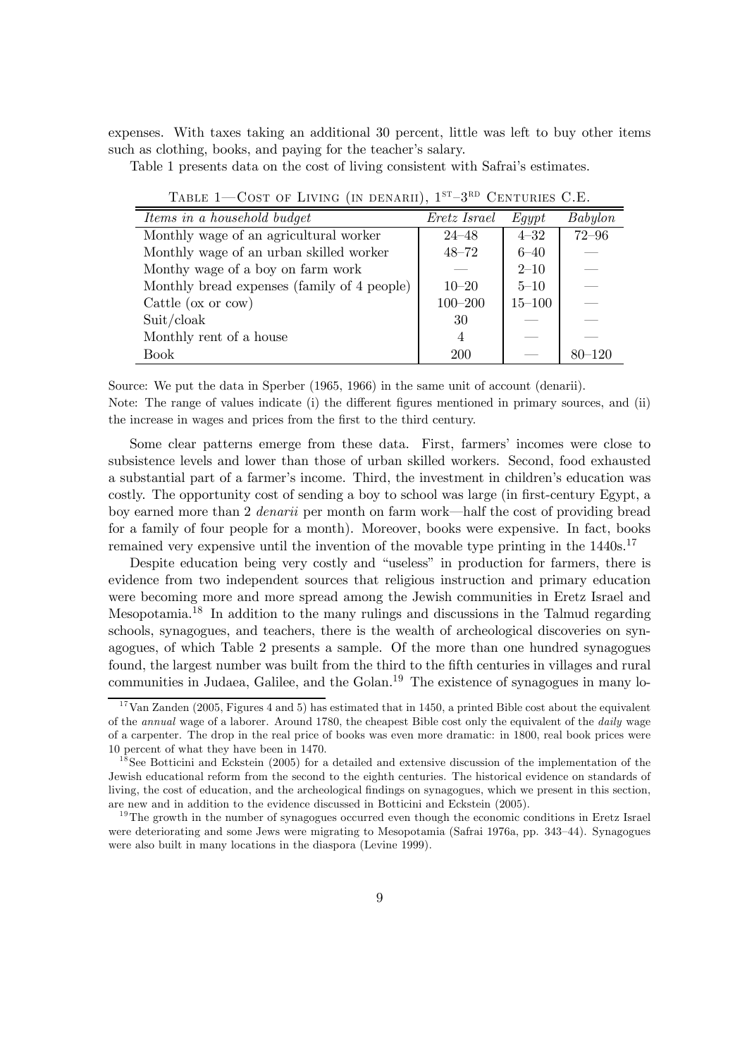expenses. With taxes taking an additional 30 percent, little was left to buy other items such as clothing, books, and paying for the teacher's salary.

Table 1 presents data on the cost of living consistent with Safrai's estimates.

Table 1—Cost of Living (in denarii), 1st–3rd Centuries C.E.

| *Items in a household budget* | *Eretz Israel* | *Egypt* | *Babylon* |
|---|---|---|---|
| Monthly wage of an agricultural worker | 24–48 | 4–32 | 72–96 |
| Monthly wage of an urban skilled worker | 48–72 | 6–40 | — |
| Monthy wage of a boy on farm work | — | 2–10 | — |
| Monthly bread expenses (family of 4 people) | 10–20 | 5–10 | — |
| Cattle (ox or cow) | 100–200 | 15–100 | — |
| Suit/cloak | 30 | — | — |
| Monthly rent of a house | 4 | — | — |
| Book | 200 | — | 80–120 |

Source: We put the data in Sperber (1965, 1966) in the same unit of account (denarii).
Note: The range of values indicate (i) the different figures mentioned in primary sources, and (ii) the increase in wages and prices from the first to the third century.

Some clear patterns emerge from these data. First, farmers' incomes were close to subsistence levels and lower than those of urban skilled workers. Second, food exhausted a substantial part of a farmer's income. Third, the investment in children's education was costly. The opportunity cost of sending a boy to school was large (in first-century Egypt, a boy earned more than 2 *denarii* per month on farm work—half the cost of providing bread for a family of four people for a month). Moreover, books were expensive. In fact, books remained very expensive until the invention of the movable type printing in the 1440s.[17]

Despite education being very costly and "useless" in production for farmers, there is evidence from two independent sources that religious instruction and primary education were becoming more and more spread among the Jewish communities in Eretz Israel and Mesopotamia.[18] In addition to the many rulings and discussions in the Talmud regarding schools, synagogues, and teachers, there is the wealth of archeological discoveries on synagogues, of which Table 2 presents a sample. Of the more than one hundred synagogues found, the largest number was built from the third to the fifth centuries in villages and rural communities in Judaea, Galilee, and the Golan.[19] The existence of synagogues in many lo-

[17] Van Zanden (2005, Figures 4 and 5) has estimated that in 1450, a printed Bible cost about the equivalent of the *annual* wage of a laborer. Around 1780, the cheapest Bible cost only the equivalent of the *daily* wage of a carpenter. The drop in the real price of books was even more dramatic: in 1800, real book prices were 10 percent of what they have been in 1470.

[18] See Botticini and Eckstein (2005) for a detailed and extensive discussion of the implementation of the Jewish educational reform from the second to the eighth centuries. The historical evidence on standards of living, the cost of education, and the archeological findings on synagogues, which we present in this section, are new and in addition to the evidence discussed in Botticini and Eckstein (2005).

[19] The growth in the number of synagogues occurred even though the economic conditions in Eretz Israel were deteriorating and some Jews were migrating to Mesopotamia (Safrai 1976a, pp. 343–44). Synagogues were also built in many locations in the diaspora (Levine 1999).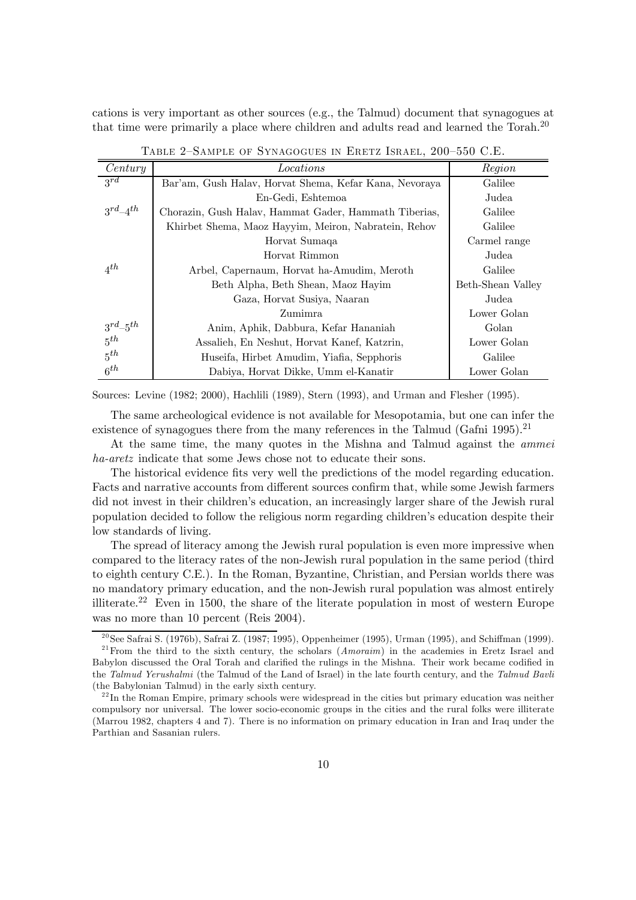cations is very important as other sources (e.g., the Talmud) document that synagogues at that time were primarily a place where children and adults read and learned the Torah.[20]

Table 2–Sample of Synagogues in Eretz Israel, 200–550 C.E.

| *Century* | *Locations* | *Region* |
|---|---|---|
| $3^{rd}$ | Bar'am, Gush Halav, Horvat Shema, Kefar Kana, Nevoraya | Galilee |
| | En-Gedi, Eshtemoa | Judea |
| $3^{rd}$–$4^{th}$ | Chorazin, Gush Halav, Hammat Gader, Hammath Tiberias, | Galilee |
| | Khirbet Shema, Maoz Hayyim, Meiron, Nabratein, Rehov | Galilee |
| | Horvat Sumaqa | Carmel range |
| | Horvat Rimmon | Judea |
| $4^{th}$ | Arbel, Capernaum, Horvat ha-Amudim, Meroth | Galilee |
| | Beth Alpha, Beth Shean, Maoz Hayim | Beth-Shean Valley |
| | Gaza, Horvat Susiya, Naaran | Judea |
| | Zumimra | Lower Golan |
| $3^{rd}$–$5^{th}$ | Anim, Aphik, Dabbura, Kefar Hananiah | Golan |
| $5^{th}$ | Assalieh, En Neshut, Horvat Kanef, Katzrin, | Lower Golan |
| $5^{th}$ | Huseifa, Hirbet Amudim, Yiafia, Sepphoris | Galilee |
| $6^{th}$ | Dabiya, Horvat Dikke, Umm el-Kanatir | Lower Golan |

Sources: Levine (1982; 2000), Hachlili (1989), Stern (1993), and Urman and Flesher (1995).

The same archeological evidence is not available for Mesopotamia, but one can infer the existence of synagogues there from the many references in the Talmud (Gafni 1995).[21]

At the same time, the many quotes in the Mishna and Talmud against the *ammei ha-aretz* indicate that some Jews chose not to educate their sons.

The historical evidence fits very well the predictions of the model regarding education. Facts and narrative accounts from different sources confirm that, while some Jewish farmers did not invest in their children's education, an increasingly larger share of the Jewish rural population decided to follow the religious norm regarding children's education despite their low standards of living.

The spread of literacy among the Jewish rural population is even more impressive when compared to the literacy rates of the non-Jewish rural population in the same period (third to eighth century C.E.). In the Roman, Byzantine, Christian, and Persian worlds there was no mandatory primary education, and the non-Jewish rural population was almost entirely illiterate.[22] Even in 1500, the share of the literate population in most of western Europe was no more than 10 percent (Reis 2004).

[20] See Safrai S. (1976b), Safrai Z. (1987; 1995), Oppenheimer (1995), Urman (1995), and Schiffman (1999).

[21] From the third to the sixth century, the scholars (*Amoraim*) in the academies in Eretz Israel and Babylon discussed the Oral Torah and clarified the rulings in the Mishna. Their work became codified in the *Talmud Yerushalmi* (the Talmud of the Land of Israel) in the late fourth century, and the *Talmud Bavli* (the Babylonian Talmud) in the early sixth century.

[22] In the Roman Empire, primary schools were widespread in the cities but primary education was neither compulsory nor universal. The lower socio-economic groups in the cities and the rural folks were illiterate (Marrou 1982, chapters 4 and 7). There is no information on primary education in Iran and Iraq under the Parthian and Sasanian rulers.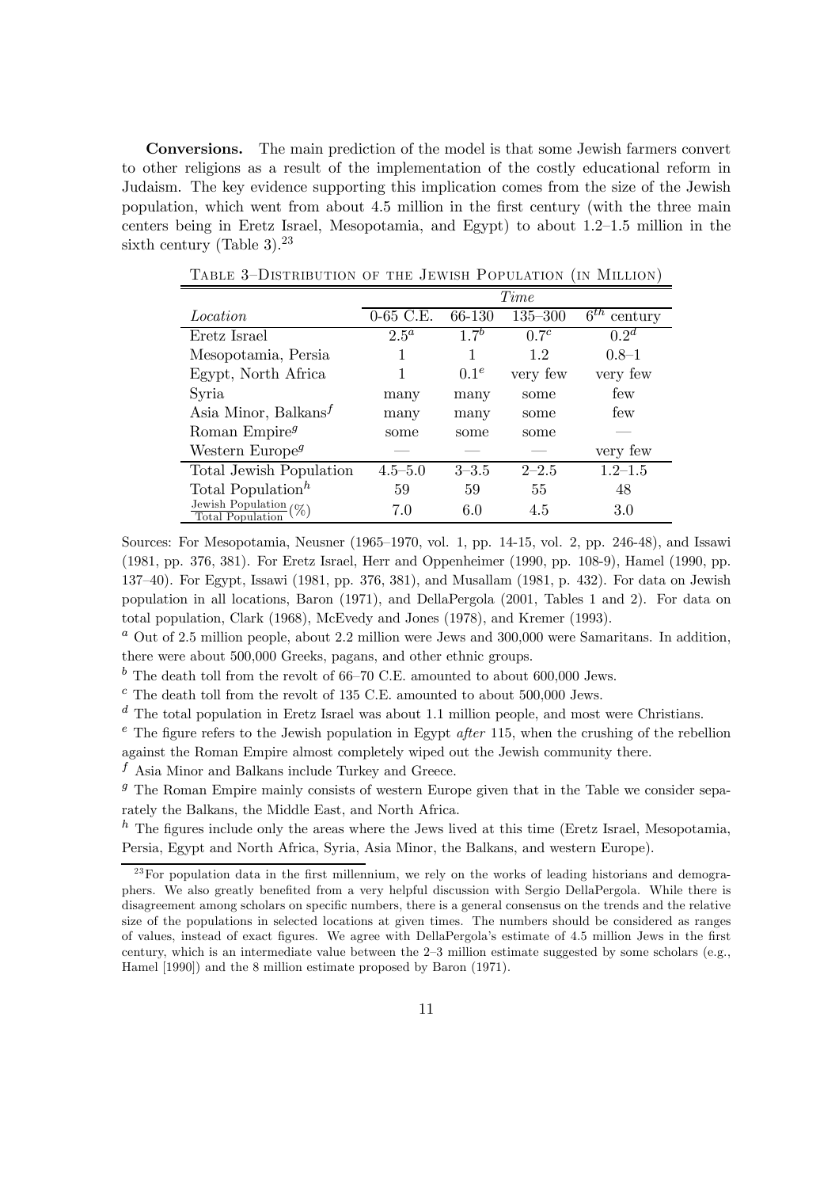**Conversions.** The main prediction of the model is that some Jewish farmers convert to other religions as a result of the implementation of the costly educational reform in Judaism. The key evidence supporting this implication comes from the size of the Jewish population, which went from about 4.5 million in the first century (with the three main centers being in Eretz Israel, Mesopotamia, and Egypt) to about 1.2–1.5 million in the sixth century (Table 3).[23]

TABLE 3–DISTRIBUTION OF THE JEWISH POPULATION (IN MILLION)

| | *Time* | | | |
|---|---|---|---|---|
| *Location* | 0-65 C.E. | 66-130 | 135–300 | $6^{th}$ century |
| Eretz Israel | 2.5[a] | 1.7[b] | 0.7[c] | 0.2[d] |
| Mesopotamia, Persia | 1 | 1 | 1.2 | 0.8–1 |
| Egypt, North Africa | 1 | 0.1[e] | very few | very few |
| Syria | many | many | some | few |
| Asia Minor, Balkans[f] | many | many | some | few |
| Roman Empire[g] | some | some | some | — |
| Western Europe[g] | — | — | — | very few |
| Total Jewish Population | 4.5–5.0 | 3–3.5 | 2–2.5 | 1.2–1.5 |
| Total Population[h] | 59 | 59 | 55 | 48 |
| $\frac{\text{Jewish Population}}{\text{Total Population}}(\%)$ | 7.0 | 6.0 | 4.5 | 3.0 |

Sources: For Mesopotamia, Neusner (1965–1970, vol. 1, pp. 14-15, vol. 2, pp. 246-48), and Issawi (1981, pp. 376, 381). For Eretz Israel, Herr and Oppenheimer (1990, pp. 108-9), Hamel (1990, pp. 137–40). For Egypt, Issawi (1981, pp. 376, 381), and Musallam (1981, p. 432). For data on Jewish population in all locations, Baron (1971), and DellaPergola (2001, Tables 1 and 2). For data on total population, Clark (1968), McEvedy and Jones (1978), and Kremer (1993).

[a] Out of 2.5 million people, about 2.2 million were Jews and 300,000 were Samaritans. In addition, there were about 500,000 Greeks, pagans, and other ethnic groups.

[b] The death toll from the revolt of 66–70 C.E. amounted to about 600,000 Jews.

[c] The death toll from the revolt of 135 C.E. amounted to about 500,000 Jews.

[d] The total population in Eretz Israel was about 1.1 million people, and most were Christians.

[e] The figure refers to the Jewish population in Egypt *after* 115, when the crushing of the rebellion against the Roman Empire almost completely wiped out the Jewish community there.

[f] Asia Minor and Balkans include Turkey and Greece.

[g] The Roman Empire mainly consists of western Europe given that in the Table we consider separately the Balkans, the Middle East, and North Africa.

[h] The figures include only the areas where the Jews lived at this time (Eretz Israel, Mesopotamia, Persia, Egypt and North Africa, Syria, Asia Minor, the Balkans, and western Europe).

[23] For population data in the first millennium, we rely on the works of leading historians and demographers. We also greatly benefited from a very helpful discussion with Sergio DellaPergola. While there is disagreement among scholars on specific numbers, there is a general consensus on the trends and the relative size of the populations in selected locations at given times. The numbers should be considered as ranges of values, instead of exact figures. We agree with DellaPergola's estimate of 4.5 million Jews in the first century, which is an intermediate value between the 2–3 million estimate suggested by some scholars (e.g., Hamel [1990]) and the 8 million estimate proposed by Baron (1971).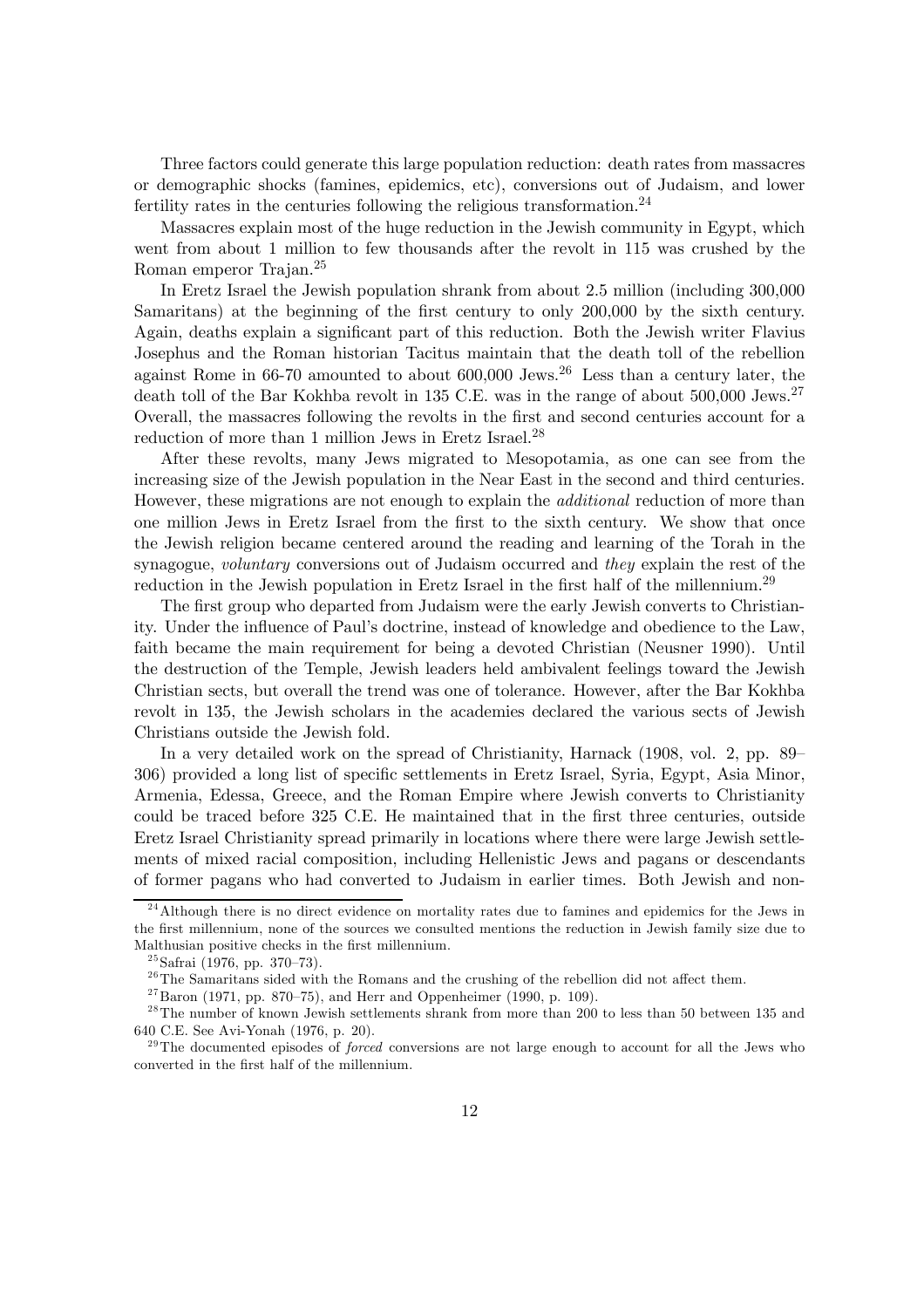Three factors could generate this large population reduction: death rates from massacres or demographic shocks (famines, epidemics, etc), conversions out of Judaism, and lower fertility rates in the centuries following the religious transformation.[24]

Massacres explain most of the huge reduction in the Jewish community in Egypt, which went from about 1 million to few thousands after the revolt in 115 was crushed by the Roman emperor Trajan.[25]

In Eretz Israel the Jewish population shrank from about 2.5 million (including 300,000 Samaritans) at the beginning of the first century to only 200,000 by the sixth century. Again, deaths explain a significant part of this reduction. Both the Jewish writer Flavius Josephus and the Roman historian Tacitus maintain that the death toll of the rebellion against Rome in 66-70 amounted to about 600,000 Jews.[26] Less than a century later, the death toll of the Bar Kokhba revolt in 135 C.E. was in the range of about 500,000 Jews.[27] Overall, the massacres following the revolts in the first and second centuries account for a reduction of more than 1 million Jews in Eretz Israel.[28]

After these revolts, many Jews migrated to Mesopotamia, as one can see from the increasing size of the Jewish population in the Near East in the second and third centuries. However, these migrations are not enough to explain the *additional* reduction of more than one million Jews in Eretz Israel from the first to the sixth century. We show that once the Jewish religion became centered around the reading and learning of the Torah in the synagogue, *voluntary* conversions out of Judaism occurred and *they* explain the rest of the reduction in the Jewish population in Eretz Israel in the first half of the millennium.[29]

The first group who departed from Judaism were the early Jewish converts to Christianity. Under the influence of Paul's doctrine, instead of knowledge and obedience to the Law, faith became the main requirement for being a devoted Christian (Neusner 1990). Until the destruction of the Temple, Jewish leaders held ambivalent feelings toward the Jewish Christian sects, but overall the trend was one of tolerance. However, after the Bar Kokhba revolt in 135, the Jewish scholars in the academies declared the various sects of Jewish Christians outside the Jewish fold.

In a very detailed work on the spread of Christianity, Harnack (1908, vol. 2, pp. 89–306) provided a long list of specific settlements in Eretz Israel, Syria, Egypt, Asia Minor, Armenia, Edessa, Greece, and the Roman Empire where Jewish converts to Christianity could be traced before 325 C.E. He maintained that in the first three centuries, outside Eretz Israel Christianity spread primarily in locations where there were large Jewish settlements of mixed racial composition, including Hellenistic Jews and pagans or descendants of former pagans who had converted to Judaism in earlier times. Both Jewish and non-

---

[24] Although there is no direct evidence on mortality rates due to famines and epidemics for the Jews in the first millennium, none of the sources we consulted mentions the reduction in Jewish family size due to Malthusian positive checks in the first millennium.

[25] Safrai (1976, pp. 370–73).

[26] The Samaritans sided with the Romans and the crushing of the rebellion did not affect them.

[27] Baron (1971, pp. 870–75), and Herr and Oppenheimer (1990, p. 109).

[28] The number of known Jewish settlements shrank from more than 200 to less than 50 between 135 and 640 C.E. See Avi-Yonah (1976, p. 20).

[29] The documented episodes of *forced* conversions are not large enough to account for all the Jews who converted in the first half of the millennium.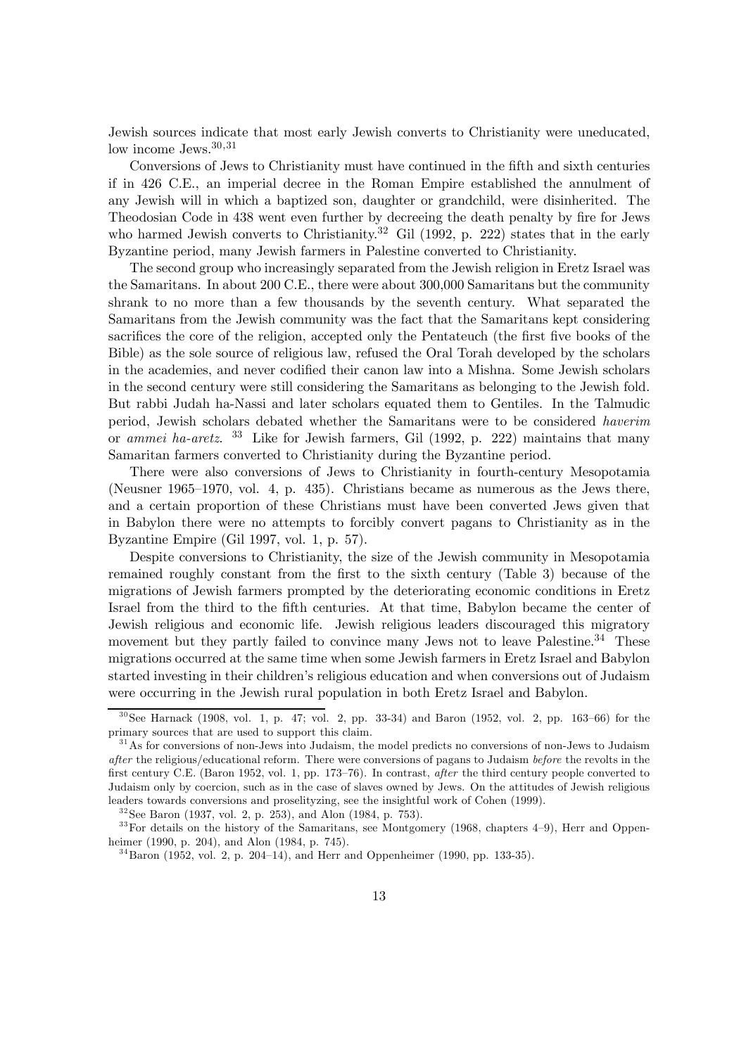Jewish sources indicate that most early Jewish converts to Christianity were uneducated, low income Jews.[30,31]

Conversions of Jews to Christianity must have continued in the fifth and sixth centuries if in 426 C.E., an imperial decree in the Roman Empire established the annulment of any Jewish will in which a baptized son, daughter or grandchild, were disinherited. The Theodosian Code in 438 went even further by decreeing the death penalty by fire for Jews who harmed Jewish converts to Christianity.[32] Gil (1992, p. 222) states that in the early Byzantine period, many Jewish farmers in Palestine converted to Christianity.

The second group who increasingly separated from the Jewish religion in Eretz Israel was the Samaritans. In about 200 C.E., there were about 300,000 Samaritans but the community shrank to no more than a few thousands by the seventh century. What separated the Samaritans from the Jewish community was the fact that the Samaritans kept considering sacrifices the core of the religion, accepted only the Pentateuch (the first five books of the Bible) as the sole source of religious law, refused the Oral Torah developed by the scholars in the academies, and never codified their canon law into a Mishna. Some Jewish scholars in the second century were still considering the Samaritans as belonging to the Jewish fold. But rabbi Judah ha-Nassi and later scholars equated them to Gentiles. In the Talmudic period, Jewish scholars debated whether the Samaritans were to be considered *haverim* or *ammei ha-aretz*. [33] Like for Jewish farmers, Gil (1992, p. 222) maintains that many Samaritan farmers converted to Christianity during the Byzantine period.

There were also conversions of Jews to Christianity in fourth-century Mesopotamia (Neusner 1965–1970, vol. 4, p. 435). Christians became as numerous as the Jews there, and a certain proportion of these Christians must have been converted Jews given that in Babylon there were no attempts to forcibly convert pagans to Christianity as in the Byzantine Empire (Gil 1997, vol. 1, p. 57).

Despite conversions to Christianity, the size of the Jewish community in Mesopotamia remained roughly constant from the first to the sixth century (Table 3) because of the migrations of Jewish farmers prompted by the deteriorating economic conditions in Eretz Israel from the third to the fifth centuries. At that time, Babylon became the center of Jewish religious and economic life. Jewish religious leaders discouraged this migratory movement but they partly failed to convince many Jews not to leave Palestine.[34] These migrations occurred at the same time when some Jewish farmers in Eretz Israel and Babylon started investing in their children's religious education and when conversions out of Judaism were occurring in the Jewish rural population in both Eretz Israel and Babylon.

---

[30] See Harnack (1908, vol. 1, p. 47; vol. 2, pp. 33-34) and Baron (1952, vol. 2, pp. 163–66) for the primary sources that are used to support this claim.

[31] As for conversions of non-Jews into Judaism, the model predicts no conversions of non-Jews to Judaism *after* the religious/educational reform. There were conversions of pagans to Judaism *before* the revolts in the first century C.E. (Baron 1952, vol. 1, pp. 173–76). In contrast, *after* the third century people converted to Judaism only by coercion, such as in the case of slaves owned by Jews. On the attitudes of Jewish religious leaders towards conversions and proselityzing, see the insightful work of Cohen (1999).

[32] See Baron (1937, vol. 2, p. 253), and Alon (1984, p. 753).

[33] For details on the history of the Samaritans, see Montgomery (1968, chapters 4–9), Herr and Oppenheimer (1990, p. 204), and Alon (1984, p. 745).

[34] Baron (1952, vol. 2, p. 204–14), and Herr and Oppenheimer (1990, pp. 133-35).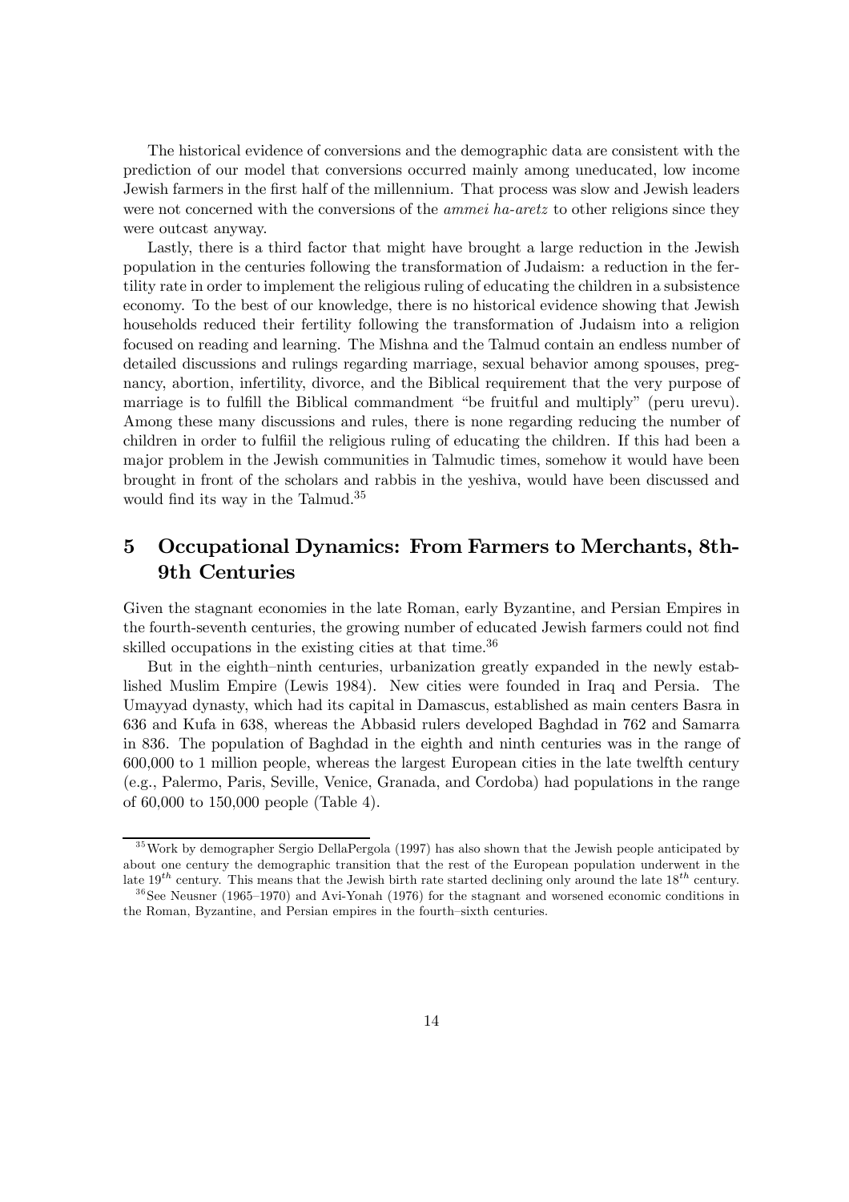The historical evidence of conversions and the demographic data are consistent with the prediction of our model that conversions occurred mainly among uneducated, low income Jewish farmers in the first half of the millennium. That process was slow and Jewish leaders were not concerned with the conversions of the *ammei ha-aretz* to other religions since they were outcast anyway.

Lastly, there is a third factor that might have brought a large reduction in the Jewish population in the centuries following the transformation of Judaism: a reduction in the fertility rate in order to implement the religious ruling of educating the children in a subsistence economy. To the best of our knowledge, there is no historical evidence showing that Jewish households reduced their fertility following the transformation of Judaism into a religion focused on reading and learning. The Mishna and the Talmud contain an endless number of detailed discussions and rulings regarding marriage, sexual behavior among spouses, pregnancy, abortion, infertility, divorce, and the Biblical requirement that the very purpose of marriage is to fulfill the Biblical commandment "be fruitful and multiply" (peru urevu). Among these many discussions and rules, there is none regarding reducing the number of children in order to fulfiil the religious ruling of educating the children. If this had been a major problem in the Jewish communities in Talmudic times, somehow it would have been brought in front of the scholars and rabbis in the yeshiva, would have been discussed and would find its way in the Talmud.[35]

## 5 Occupational Dynamics: From Farmers to Merchants, 8th-9th Centuries

Given the stagnant economies in the late Roman, early Byzantine, and Persian Empires in the fourth-seventh centuries, the growing number of educated Jewish farmers could not find skilled occupations in the existing cities at that time.[36]

But in the eighth–ninth centuries, urbanization greatly expanded in the newly established Muslim Empire (Lewis 1984). New cities were founded in Iraq and Persia. The Umayyad dynasty, which had its capital in Damascus, established as main centers Basra in 636 and Kufa in 638, whereas the Abbasid rulers developed Baghdad in 762 and Samarra in 836. The population of Baghdad in the eighth and ninth centuries was in the range of 600,000 to 1 million people, whereas the largest European cities in the late twelfth century (e.g., Palermo, Paris, Seville, Venice, Granada, and Cordoba) had populations in the range of 60,000 to 150,000 people (Table 4).

---

[35] Work by demographer Sergio DellaPergola (1997) has also shown that the Jewish people anticipated by about one century the demographic transition that the rest of the European population underwent in the late $19^{th}$ century. This means that the Jewish birth rate started declining only around the late $18^{th}$ century.

[36] See Neusner (1965–1970) and Avi-Yonah (1976) for the stagnant and worsened economic conditions in the Roman, Byzantine, and Persian empires in the fourth–sixth centuries.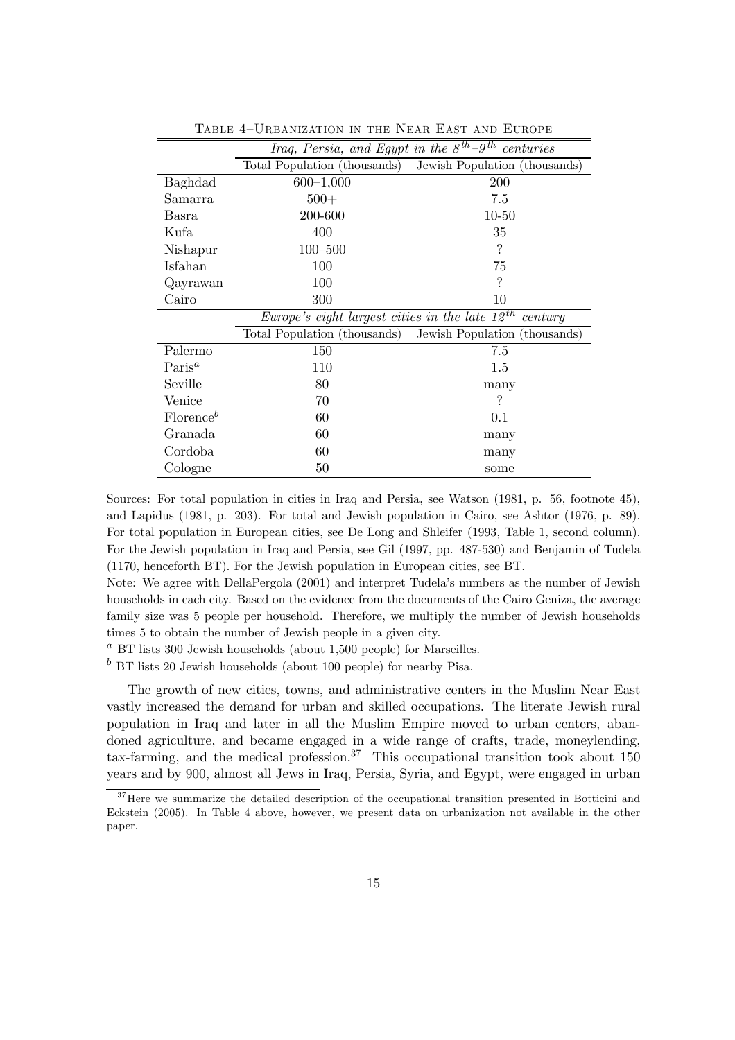Table 4–Urbanization in the Near East and Europe

| | *Iraq, Persia, and Egypt in the $8^{th}$–$9^{th}$ centuries* | |
|---|---|---|
| | Total Population (thousands) | Jewish Population (thousands) |
| Baghdad | 600–1,000 | 200 |
| Samarra | 500+ | 7.5 |
| Basra | 200-600 | 10-50 |
| Kufa | 400 | 35 |
| Nishapur | 100–500 | ? |
| Isfahan | 100 | 75 |
| Qayrawan | 100 | ? |
| Cairo | 300 | 10 |
| | *Europe's eight largest cities in the late $12^{th}$ century* | |
| | Total Population (thousands) | Jewish Population (thousands) |
| Palermo | 150 | 7.5 |
| Paris[a] | 110 | 1.5 |
| Seville | 80 | many |
| Venice | 70 | ? |
| Florence[b] | 60 | 0.1 |
| Granada | 60 | many |
| Cordoba | 60 | many |
| Cologne | 50 | some |

Sources: For total population in cities in Iraq and Persia, see Watson (1981, p. 56, footnote 45), and Lapidus (1981, p. 203). For total and Jewish population in Cairo, see Ashtor (1976, p. 89). For total population in European cities, see De Long and Shleifer (1993, Table 1, second column). For the Jewish population in Iraq and Persia, see Gil (1997, pp. 487-530) and Benjamin of Tudela (1170, henceforth BT). For the Jewish population in European cities, see BT.

Note: We agree with DellaPergola (2001) and interpret Tudela's numbers as the number of Jewish households in each city. Based on the evidence from the documents of the Cairo Geniza, the average family size was 5 people per household. Therefore, we multiply the number of Jewish households times 5 to obtain the number of Jewish people in a given city.

[a] BT lists 300 Jewish households (about 1,500 people) for Marseilles.

[b] BT lists 20 Jewish households (about 100 people) for nearby Pisa.

The growth of new cities, towns, and administrative centers in the Muslim Near East vastly increased the demand for urban and skilled occupations. The literate Jewish rural population in Iraq and later in all the Muslim Empire moved to urban centers, abandoned agriculture, and became engaged in a wide range of crafts, trade, moneylending, tax-farming, and the medical profession.[37] This occupational transition took about 150 years and by 900, almost all Jews in Iraq, Persia, Syria, and Egypt, were engaged in urban

[37] Here we summarize the detailed description of the occupational transition presented in Botticini and Eckstein (2005). In Table 4 above, however, we present data on urbanization not available in the other paper.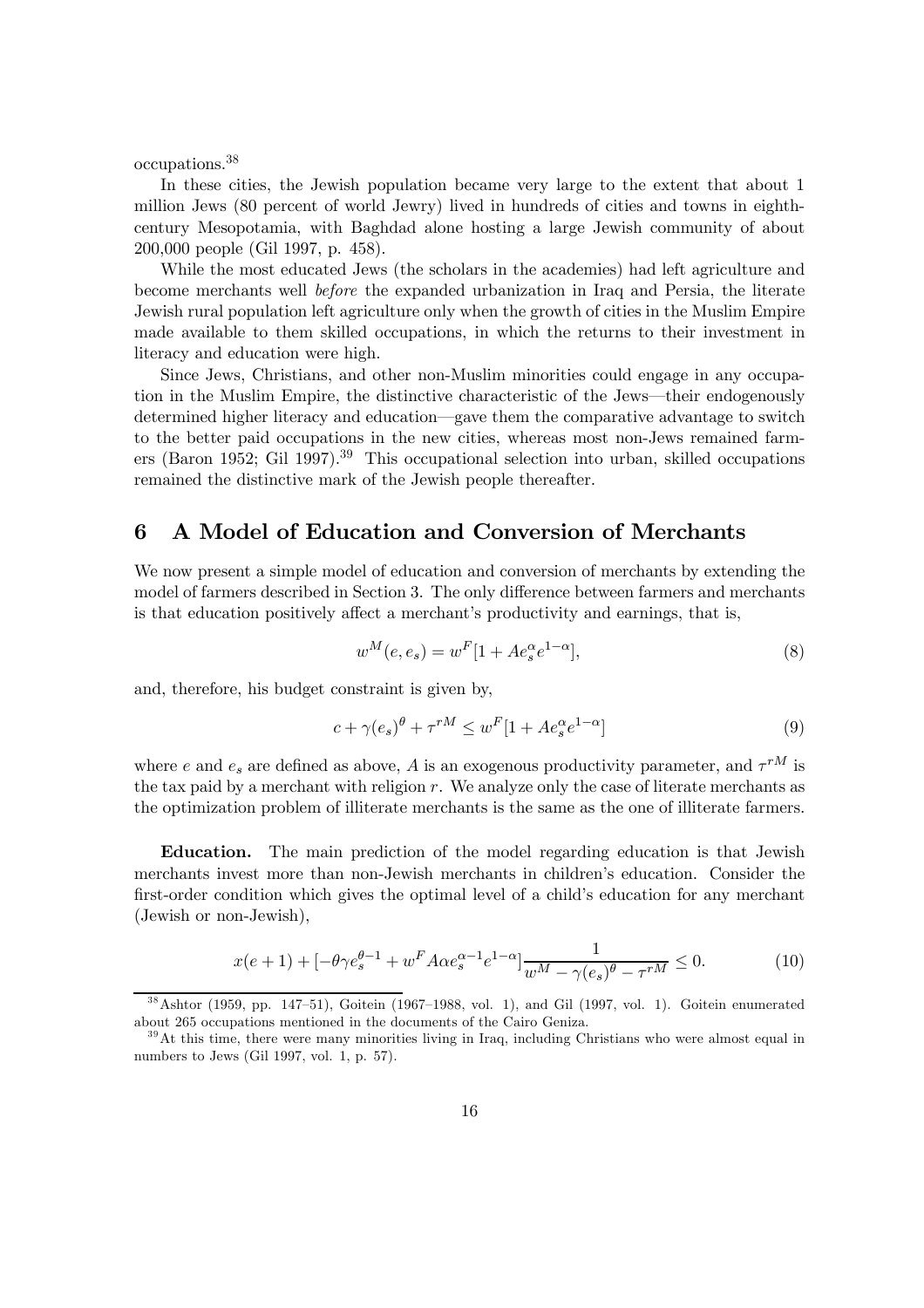occupations.[38]

In these cities, the Jewish population became very large to the extent that about 1 million Jews (80 percent of world Jewry) lived in hundreds of cities and towns in eighth-century Mesopotamia, with Baghdad alone hosting a large Jewish community of about 200,000 people (Gil 1997, p. 458).

While the most educated Jews (the scholars in the academies) had left agriculture and become merchants well *before* the expanded urbanization in Iraq and Persia, the literate Jewish rural population left agriculture only when the growth of cities in the Muslim Empire made available to them skilled occupations, in which the returns to their investment in literacy and education were high.

Since Jews, Christians, and other non-Muslim minorities could engage in any occupation in the Muslim Empire, the distinctive characteristic of the Jews—their endogenously determined higher literacy and education—gave them the comparative advantage to switch to the better paid occupations in the new cities, whereas most non-Jews remained farmers (Baron 1952; Gil 1997).[39] This occupational selection into urban, skilled occupations remained the distinctive mark of the Jewish people thereafter.

## 6 A Model of Education and Conversion of Merchants

We now present a simple model of education and conversion of merchants by extending the model of farmers described in Section 3. The only difference between farmers and merchants is that education positively affect a merchant's productivity and earnings, that is,

$$w^M(e, e_s) = w^F[1 + Ae_s^{\alpha}e^{1-\alpha}], \tag{8}$$

and, therefore, his budget constraint is given by,

$$c + \gamma(e_s)^{\theta} + \tau^{rM} \leq w^F[1 + Ae_s^{\alpha}e^{1-\alpha}] \tag{9}$$

where $e$ and $e_s$ are defined as above, $A$ is an exogenous productivity parameter, and $\tau^{rM}$ is the tax paid by a merchant with religion $r$. We analyze only the case of literate merchants as the optimization problem of illiterate merchants is the same as the one of illiterate farmers.

**Education.** The main prediction of the model regarding education is that Jewish merchants invest more than non-Jewish merchants in children's education. Consider the first-order condition which gives the optimal level of a child's education for any merchant (Jewish or non-Jewish),

$$x(e+1) + [-\theta\gamma e_s^{\theta-1} + w^F A\alpha e_s^{\alpha-1}e^{1-\alpha}]\frac{1}{w^M - \gamma(e_s)^{\theta} - \tau^{rM}} \leq 0. \tag{10}$$

[38] Ashtor (1959, pp. 147–51), Goitein (1967–1988, vol. 1), and Gil (1997, vol. 1). Goitein enumerated about 265 occupations mentioned in the documents of the Cairo Geniza.

[39] At this time, there were many minorities living in Iraq, including Christians who were almost equal in numbers to Jews (Gil 1997, vol. 1, p. 57).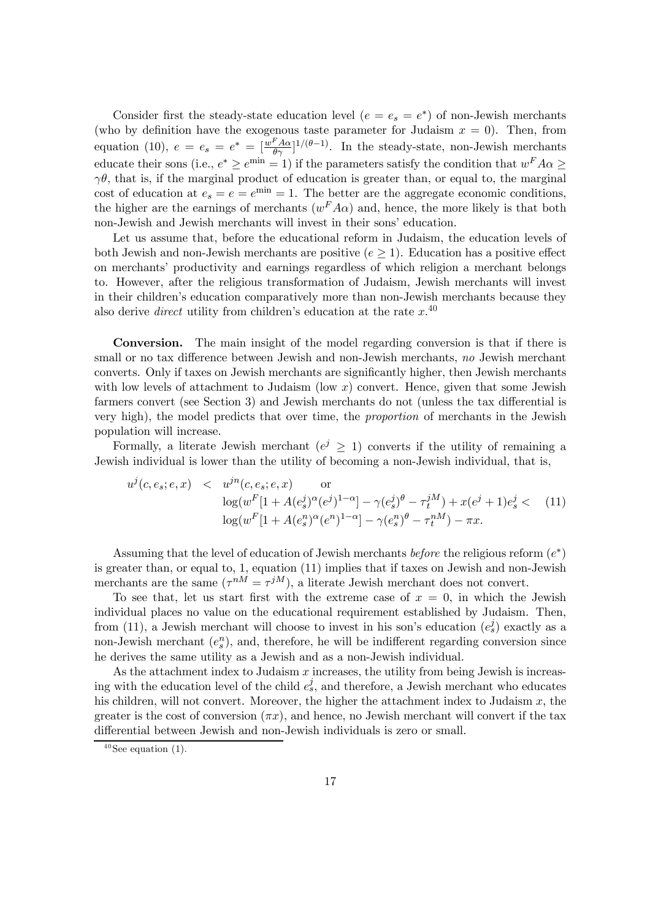Consider first the steady-state education level ($e = e_s = e^*$) of non-Jewish merchants (who by definition have the exogenous taste parameter for Judaism $x = 0$). Then, from equation (10), $e = e_s = e^* = [\frac{w^F A\alpha}{\theta\gamma}]^{1/(\theta-1)}$. In the steady-state, non-Jewish merchants educate their sons (i.e., $e^* \geq e^{\min} = 1$) if the parameters satisfy the condition that $w^F A\alpha \geq \gamma\theta$, that is, if the marginal product of education is greater than, or equal to, the marginal cost of education at $e_s = e = e^{\min} = 1$. The better are the aggregate economic conditions, the higher are the earnings of merchants ($w^F A\alpha$) and, hence, the more likely is that both non-Jewish and Jewish merchants will invest in their sons' education.

Let us assume that, before the educational reform in Judaism, the education levels of both Jewish and non-Jewish merchants are positive ($e \geq 1$). Education has a positive effect on merchants' productivity and earnings regardless of which religion a merchant belongs to. However, after the religious transformation of Judaism, Jewish merchants will invest in their children's education comparatively more than non-Jewish merchants because they also derive *direct* utility from children's education at the rate $x$.[40]

**Conversion.** The main insight of the model regarding conversion is that if there is small or no tax difference between Jewish and non-Jewish merchants, *no* Jewish merchant converts. Only if taxes on Jewish merchants are significantly higher, then Jewish merchants with low levels of attachment to Judaism (low $x$) convert. Hence, given that some Jewish farmers convert (see Section 3) and Jewish merchants do not (unless the tax differential is very high), the model predicts that over time, the *proportion* of merchants in the Jewish population will increase.

Formally, a literate Jewish merchant ($e^j \geq 1$) converts if the utility of remaining a Jewish individual is lower than the utility of becoming a non-Jewish individual, that is,

$$\begin{aligned} u^j(c, e_s; e, x) \quad &< \quad u^{jn}(c, e_s; e, x) \qquad \text{or} \\ &\log(w^F[1 + A(e_s^j)^\alpha (e^j)^{1-\alpha}] - \gamma(e_s^j)^\theta - \tau_t^{jM}) + x(e^j + 1)e_s^j < \\ &\log(w^F[1 + A(e_s^n)^\alpha (e^n)^{1-\alpha}] - \gamma(e_s^n)^\theta - \tau_t^{nM}) - \pi x. \end{aligned} \tag{11}$$

Assuming that the level of education of Jewish merchants *before* the religious reform ($e^*$) is greater than, or equal to, 1, equation (11) implies that if taxes on Jewish and non-Jewish merchants are the same ($\tau^{nM} = \tau^{jM}$), a literate Jewish merchant does not convert.

To see that, let us start first with the extreme case of $x = 0$, in which the Jewish individual places no value on the educational requirement established by Judaism. Then, from (11), a Jewish merchant will choose to invest in his son's education ($e_s^j$) exactly as a non-Jewish merchant ($e_s^n$), and, therefore, he will be indifferent regarding conversion since he derives the same utility as a Jewish and as a non-Jewish individual.

As the attachment index to Judaism $x$ increases, the utility from being Jewish is increasing with the education level of the child $e_s^j$, and therefore, a Jewish merchant who educates his children, will not convert. Moreover, the higher the attachment index to Judaism $x$, the greater is the cost of conversion ($\pi x$), and hence, no Jewish merchant will convert if the tax differential between Jewish and non-Jewish individuals is zero or small.

[40] See equation (1).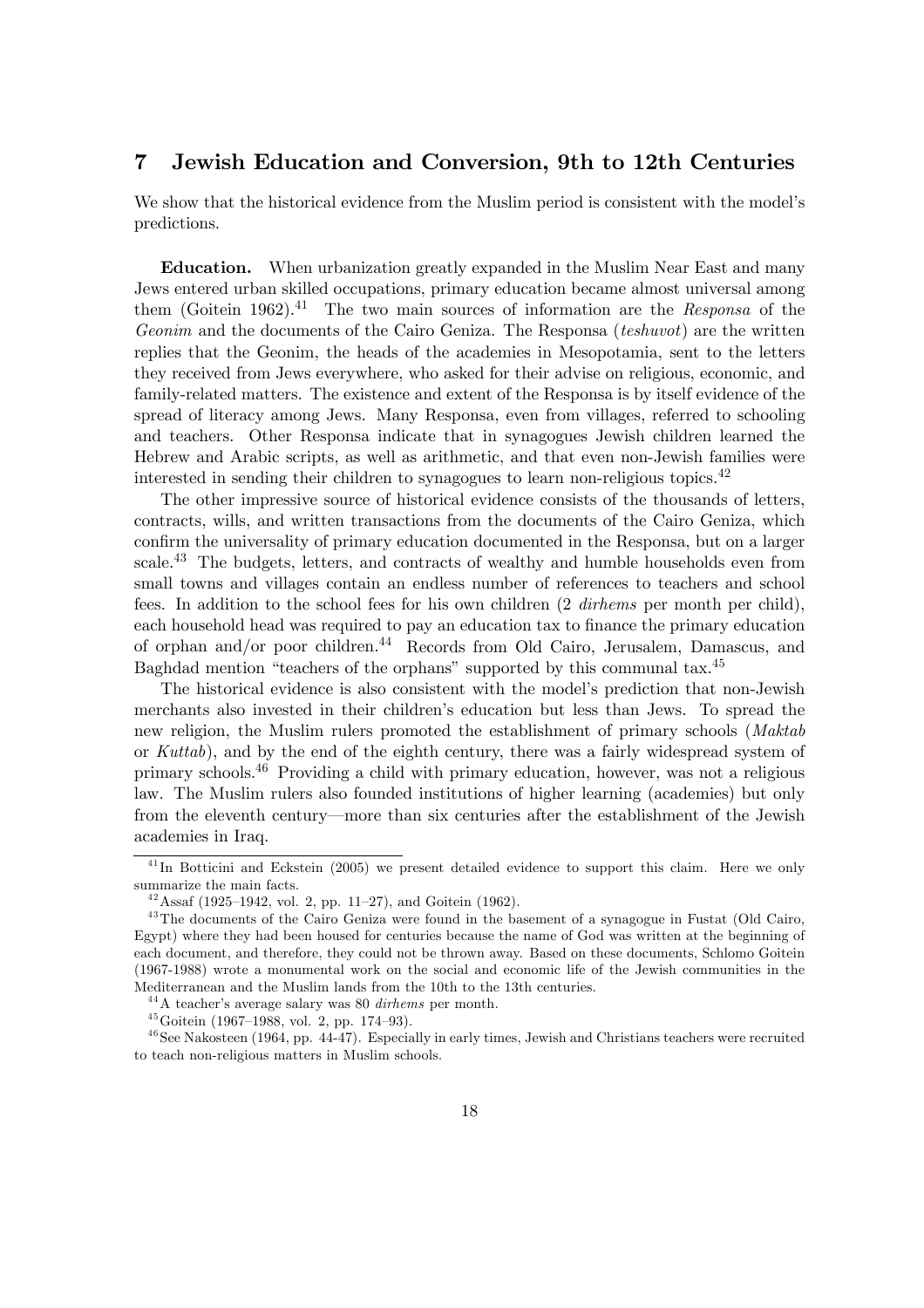## 7 Jewish Education and Conversion, 9th to 12th Centuries

We show that the historical evidence from the Muslim period is consistent with the model's predictions.

**Education.** When urbanization greatly expanded in the Muslim Near East and many Jews entered urban skilled occupations, primary education became almost universal among them (Goitein 1962).[41] The two main sources of information are the *Responsa* of the *Geonim* and the documents of the Cairo Geniza. The Responsa (*teshuvot*) are the written replies that the Geonim, the heads of the academies in Mesopotamia, sent to the letters they received from Jews everywhere, who asked for their advise on religious, economic, and family-related matters. The existence and extent of the Responsa is by itself evidence of the spread of literacy among Jews. Many Responsa, even from villages, referred to schooling and teachers. Other Responsa indicate that in synagogues Jewish children learned the Hebrew and Arabic scripts, as well as arithmetic, and that even non-Jewish families were interested in sending their children to synagogues to learn non-religious topics.[42]

The other impressive source of historical evidence consists of the thousands of letters, contracts, wills, and written transactions from the documents of the Cairo Geniza, which confirm the universality of primary education documented in the Responsa, but on a larger scale.[43] The budgets, letters, and contracts of wealthy and humble households even from small towns and villages contain an endless number of references to teachers and school fees. In addition to the school fees for his own children (2 *dirhems* per month per child), each household head was required to pay an education tax to finance the primary education of orphan and/or poor children.[44] Records from Old Cairo, Jerusalem, Damascus, and Baghdad mention "teachers of the orphans" supported by this communal tax.[45]

The historical evidence is also consistent with the model's prediction that non-Jewish merchants also invested in their children's education but less than Jews. To spread the new religion, the Muslim rulers promoted the establishment of primary schools (*Maktab* or *Kuttab*), and by the end of the eighth century, there was a fairly widespread system of primary schools.[46] Providing a child with primary education, however, was not a religious law. The Muslim rulers also founded institutions of higher learning (academies) but only from the eleventh century—more than six centuries after the establishment of the Jewish academies in Iraq.

---

[41] In Botticini and Eckstein (2005) we present detailed evidence to support this claim. Here we only summarize the main facts.

[42] Assaf (1925–1942, vol. 2, pp. 11–27), and Goitein (1962).

[43] The documents of the Cairo Geniza were found in the basement of a synagogue in Fustat (Old Cairo, Egypt) where they had been housed for centuries because the name of God was written at the beginning of each document, and therefore, they could not be thrown away. Based on these documents, Schlomo Goitein (1967-1988) wrote a monumental work on the social and economic life of the Jewish communities in the Mediterranean and the Muslim lands from the 10th to the 13th centuries.

[44] A teacher's average salary was 80 *dirhems* per month.

[45] Goitein (1967–1988, vol. 2, pp. 174–93).

[46] See Nakosteen (1964, pp. 44-47). Especially in early times, Jewish and Christians teachers were recruited to teach non-religious matters in Muslim schools.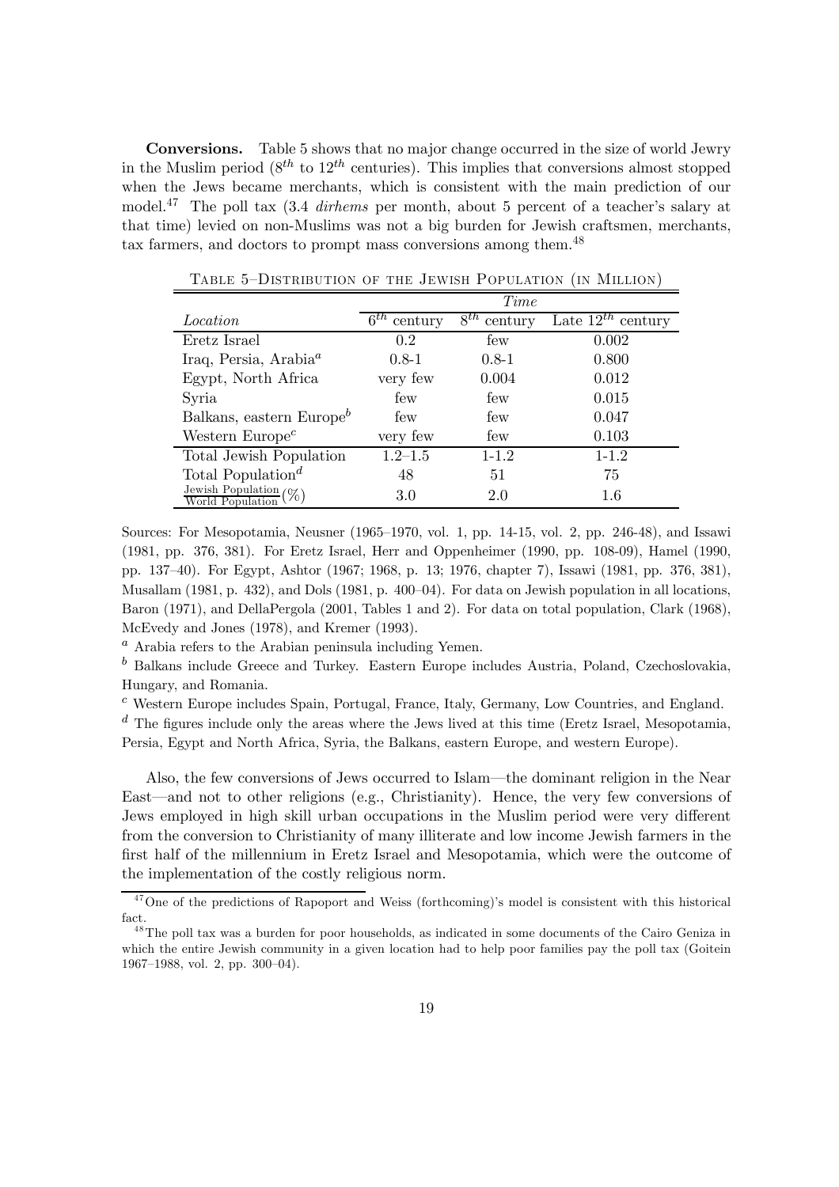**Conversions.** Table 5 shows that no major change occurred in the size of world Jewry in the Muslim period ($8^{th}$ to $12^{th}$ centuries). This implies that conversions almost stopped when the Jews became merchants, which is consistent with the main prediction of our model.[47] The poll tax (3.4 *dirhems* per month, about 5 percent of a teacher's salary at that time) levied on non-Muslims was not a big burden for Jewish craftsmen, merchants, tax farmers, and doctors to prompt mass conversions among them.[48]

Table 5–Distribution of the Jewish Population (in Million)

| | *Time* | | |
|---|---|---|---|
| *Location* | $6^{th}$ century | $8^{th}$ century | Late $12^{th}$ century |
| Eretz Israel | 0.2 | few | 0.002 |
| Iraq, Persia, Arabia[a] | 0.8-1 | 0.8-1 | 0.800 |
| Egypt, North Africa | very few | 0.004 | 0.012 |
| Syria | few | few | 0.015 |
| Balkans, eastern Europe[b] | few | few | 0.047 |
| Western Europe[c] | very few | few | 0.103 |
| Total Jewish Population | 1.2–1.5 | 1-1.2 | 1-1.2 |
| Total Population[d] | 48 | 51 | 75 |
| $\frac{\text{Jewish Population}}{\text{World Population}}(\%)$ | 3.0 | 2.0 | 1.6 |

Sources: For Mesopotamia, Neusner (1965–1970, vol. 1, pp. 14-15, vol. 2, pp. 246-48), and Issawi (1981, pp. 376, 381). For Eretz Israel, Herr and Oppenheimer (1990, pp. 108-09), Hamel (1990, pp. 137–40). For Egypt, Ashtor (1967; 1968, p. 13; 1976, chapter 7), Issawi (1981, pp. 376, 381), Musallam (1981, p. 432), and Dols (1981, p. 400–04). For data on Jewish population in all locations, Baron (1971), and DellaPergola (2001, Tables 1 and 2). For data on total population, Clark (1968), McEvedy and Jones (1978), and Kremer (1993).

[a] Arabia refers to the Arabian peninsula including Yemen.

[b] Balkans include Greece and Turkey. Eastern Europe includes Austria, Poland, Czechoslovakia, Hungary, and Romania.

[c] Western Europe includes Spain, Portugal, France, Italy, Germany, Low Countries, and England.

[d] The figures include only the areas where the Jews lived at this time (Eretz Israel, Mesopotamia, Persia, Egypt and North Africa, Syria, the Balkans, eastern Europe, and western Europe).

Also, the few conversions of Jews occurred to Islam—the dominant religion in the Near East—and not to other religions (e.g., Christianity). Hence, the very few conversions of Jews employed in high skill urban occupations in the Muslim period were very different from the conversion to Christianity of many illiterate and low income Jewish farmers in the first half of the millennium in Eretz Israel and Mesopotamia, which were the outcome of the implementation of the costly religious norm.

[47] One of the predictions of Rapoport and Weiss (forthcoming)'s model is consistent with this historical fact.

[48] The poll tax was a burden for poor households, as indicated in some documents of the Cairo Geniza in which the entire Jewish community in a given location had to help poor families pay the poll tax (Goitein 1967–1988, vol. 2, pp. 300–04).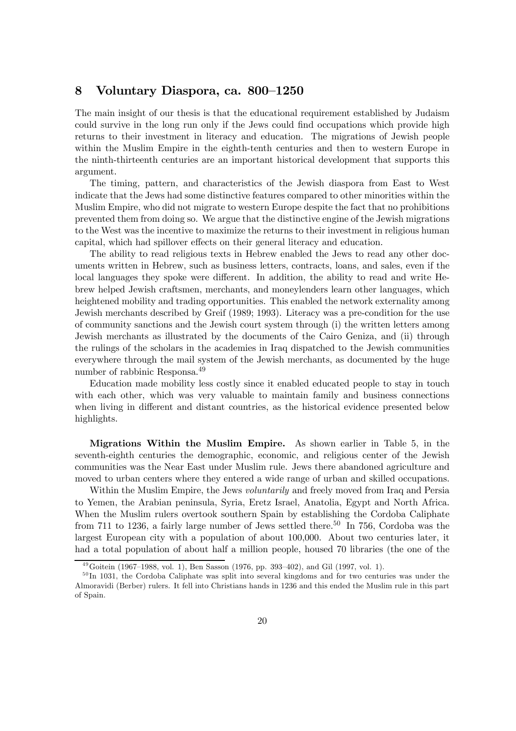## 8 Voluntary Diaspora, ca. 800–1250

The main insight of our thesis is that the educational requirement established by Judaism could survive in the long run only if the Jews could find occupations which provide high returns to their investment in literacy and education. The migrations of Jewish people within the Muslim Empire in the eighth-tenth centuries and then to western Europe in the ninth-thirteenth centuries are an important historical development that supports this argument.

The timing, pattern, and characteristics of the Jewish diaspora from East to West indicate that the Jews had some distinctive features compared to other minorities within the Muslim Empire, who did not migrate to western Europe despite the fact that no prohibitions prevented them from doing so. We argue that the distinctive engine of the Jewish migrations to the West was the incentive to maximize the returns to their investment in religious human capital, which had spillover effects on their general literacy and education.

The ability to read religious texts in Hebrew enabled the Jews to read any other documents written in Hebrew, such as business letters, contracts, loans, and sales, even if the local languages they spoke were different. In addition, the ability to read and write Hebrew helped Jewish craftsmen, merchants, and moneylenders learn other languages, which heightened mobility and trading opportunities. This enabled the network externality among Jewish merchants described by Greif (1989; 1993). Literacy was a pre-condition for the use of community sanctions and the Jewish court system through (i) the written letters among Jewish merchants as illustrated by the documents of the Cairo Geniza, and (ii) through the rulings of the scholars in the academies in Iraq dispatched to the Jewish communities everywhere through the mail system of the Jewish merchants, as documented by the huge number of rabbinic Responsa.[49]

Education made mobility less costly since it enabled educated people to stay in touch with each other, which was very valuable to maintain family and business connections when living in different and distant countries, as the historical evidence presented below highlights.

**Migrations Within the Muslim Empire.** As shown earlier in Table 5, in the seventh-eighth centuries the demographic, economic, and religious center of the Jewish communities was the Near East under Muslim rule. Jews there abandoned agriculture and moved to urban centers where they entered a wide range of urban and skilled occupations.

Within the Muslim Empire, the Jews *voluntarily* and freely moved from Iraq and Persia to Yemen, the Arabian peninsula, Syria, Eretz Israel, Anatolia, Egypt and North Africa. When the Muslim rulers overtook southern Spain by establishing the Cordoba Caliphate from 711 to 1236, a fairly large number of Jews settled there.[50] In 756, Cordoba was the largest European city with a population of about 100,000. About two centuries later, it had a total population of about half a million people, housed 70 libraries (the one of the

[49] Goitein (1967–1988, vol. 1), Ben Sasson (1976, pp. 393–402), and Gil (1997, vol. 1).

[50] In 1031, the Cordoba Caliphate was split into several kingdoms and for two centuries was under the Almoravidi (Berber) rulers. It fell into Christians hands in 1236 and this ended the Muslim rule in this part of Spain.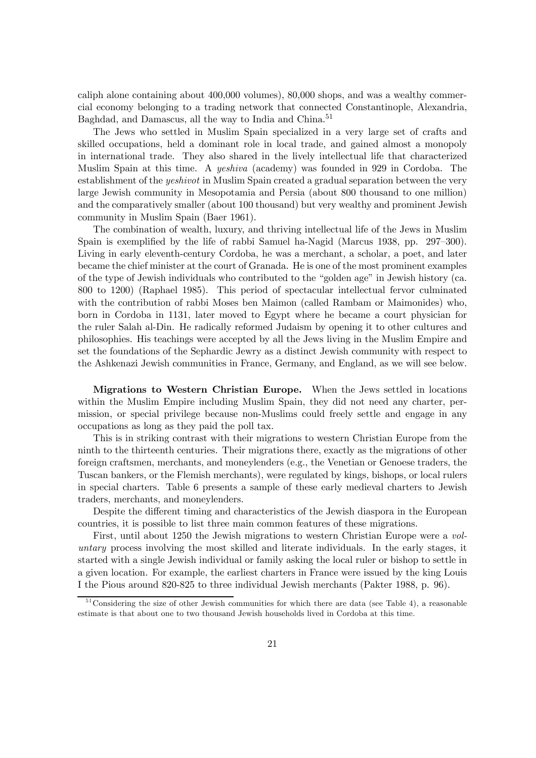caliph alone containing about 400,000 volumes), 80,000 shops, and was a wealthy commercial economy belonging to a trading network that connected Constantinople, Alexandria, Baghdad, and Damascus, all the way to India and China.[51]

The Jews who settled in Muslim Spain specialized in a very large set of crafts and skilled occupations, held a dominant role in local trade, and gained almost a monopoly in international trade. They also shared in the lively intellectual life that characterized Muslim Spain at this time. A *yeshiva* (academy) was founded in 929 in Cordoba. The establishment of the *yeshivot* in Muslim Spain created a gradual separation between the very large Jewish community in Mesopotamia and Persia (about 800 thousand to one million) and the comparatively smaller (about 100 thousand) but very wealthy and prominent Jewish community in Muslim Spain (Baer 1961).

The combination of wealth, luxury, and thriving intellectual life of the Jews in Muslim Spain is exemplified by the life of rabbi Samuel ha-Nagid (Marcus 1938, pp. 297–300). Living in early eleventh-century Cordoba, he was a merchant, a scholar, a poet, and later became the chief minister at the court of Granada. He is one of the most prominent examples of the type of Jewish individuals who contributed to the "golden age" in Jewish history (ca. 800 to 1200) (Raphael 1985). This period of spectacular intellectual fervor culminated with the contribution of rabbi Moses ben Maimon (called Rambam or Maimonides) who, born in Cordoba in 1131, later moved to Egypt where he became a court physician for the ruler Salah al-Din. He radically reformed Judaism by opening it to other cultures and philosophies. His teachings were accepted by all the Jews living in the Muslim Empire and set the foundations of the Sephardic Jewry as a distinct Jewish community with respect to the Ashkenazi Jewish communities in France, Germany, and England, as we will see below.

**Migrations to Western Christian Europe.** When the Jews settled in locations within the Muslim Empire including Muslim Spain, they did not need any charter, permission, or special privilege because non-Muslims could freely settle and engage in any occupations as long as they paid the poll tax.

This is in striking contrast with their migrations to western Christian Europe from the ninth to the thirteenth centuries. Their migrations there, exactly as the migrations of other foreign craftsmen, merchants, and moneylenders (e.g., the Venetian or Genoese traders, the Tuscan bankers, or the Flemish merchants), were regulated by kings, bishops, or local rulers in special charters. Table 6 presents a sample of these early medieval charters to Jewish traders, merchants, and moneylenders.

Despite the different timing and characteristics of the Jewish diaspora in the European countries, it is possible to list three main common features of these migrations.

First, until about 1250 the Jewish migrations to western Christian Europe were a *voluntary* process involving the most skilled and literate individuals. In the early stages, it started with a single Jewish individual or family asking the local ruler or bishop to settle in a given location. For example, the earliest charters in France were issued by the king Louis I the Pious around 820-825 to three individual Jewish merchants (Pakter 1988, p. 96).

[51] Considering the size of other Jewish communities for which there are data (see Table 4), a reasonable estimate is that about one to two thousand Jewish households lived in Cordoba at this time.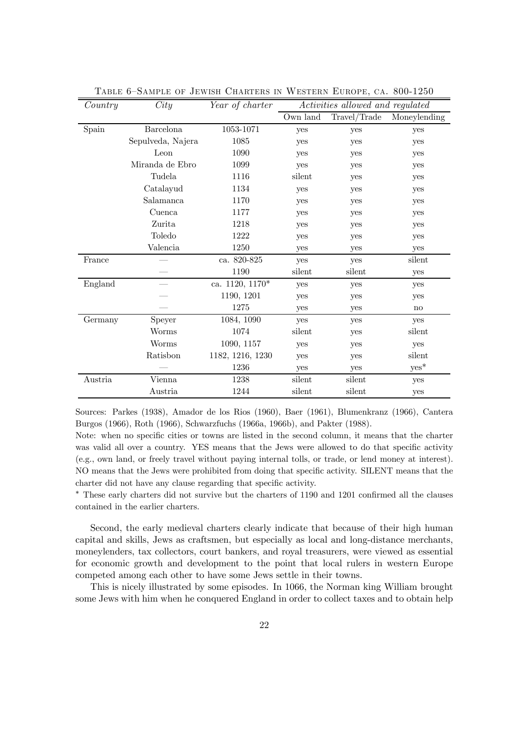Table 6–Sample of Jewish Charters in Western Europe, ca. 800-1250

| *Country* | *City* | *Year of charter* | *Activities allowed and regulated* | | |
|---|---|---|---|---|---|
| | | | Own land | Travel/Trade | Moneylending |
| Spain | Barcelona | 1053-1071 | yes | yes | yes |
| | Sepulveda, Najera | 1085 | yes | yes | yes |
| | Leon | 1090 | yes | yes | yes |
| | Miranda de Ebro | 1099 | yes | yes | yes |
| | Tudela | 1116 | silent | yes | yes |
| | Catalayud | 1134 | yes | yes | yes |
| | Salamanca | 1170 | yes | yes | yes |
| | Cuenca | 1177 | yes | yes | yes |
| | Zurita | 1218 | yes | yes | yes |
| | Toledo | 1222 | yes | yes | yes |
| | Valencia | 1250 | yes | yes | yes |
| France | — | ca. 820-825 | yes | yes | silent |
| | — | 1190 | silent | silent | yes |
| England | — | ca. 1120, 1170* | yes | yes | yes |
| | — | 1190, 1201 | yes | yes | yes |
| | — | 1275 | yes | yes | no |
| Germany | Speyer | 1084, 1090 | yes | yes | yes |
| | Worms | 1074 | silent | yes | silent |
| | Worms | 1090, 1157 | yes | yes | yes |
| | Ratisbon | 1182, 1216, 1230 | yes | yes | silent |
| | — | 1236 | yes | yes | yes* |
| Austria | Vienna | 1238 | silent | silent | yes |
| | Austria | 1244 | silent | silent | yes |

Sources: Parkes (1938), Amador de los Rios (1960), Baer (1961), Blumenkranz (1966), Cantera Burgos (1966), Roth (1966), Schwarzfuchs (1966a, 1966b), and Pakter (1988).

Note: when no specific cities or towns are listed in the second column, it means that the charter was valid all over a country. YES means that the Jews were allowed to do that specific activity (e.g., own land, or freely travel without paying internal tolls, or trade, or lend money at interest). NO means that the Jews were prohibited from doing that specific activity. SILENT means that the charter did not have any clause regarding that specific activity.

* These early charters did not survive but the charters of 1190 and 1201 confirmed all the clauses contained in the earlier charters.

Second, the early medieval charters clearly indicate that because of their high human capital and skills, Jews as craftsmen, but especially as local and long-distance merchants, moneylenders, tax collectors, court bankers, and royal treasurers, were viewed as essential for economic growth and development to the point that local rulers in western Europe competed among each other to have some Jews settle in their towns.

This is nicely illustrated by some episodes. In 1066, the Norman king William brought some Jews with him when he conquered England in order to collect taxes and to obtain help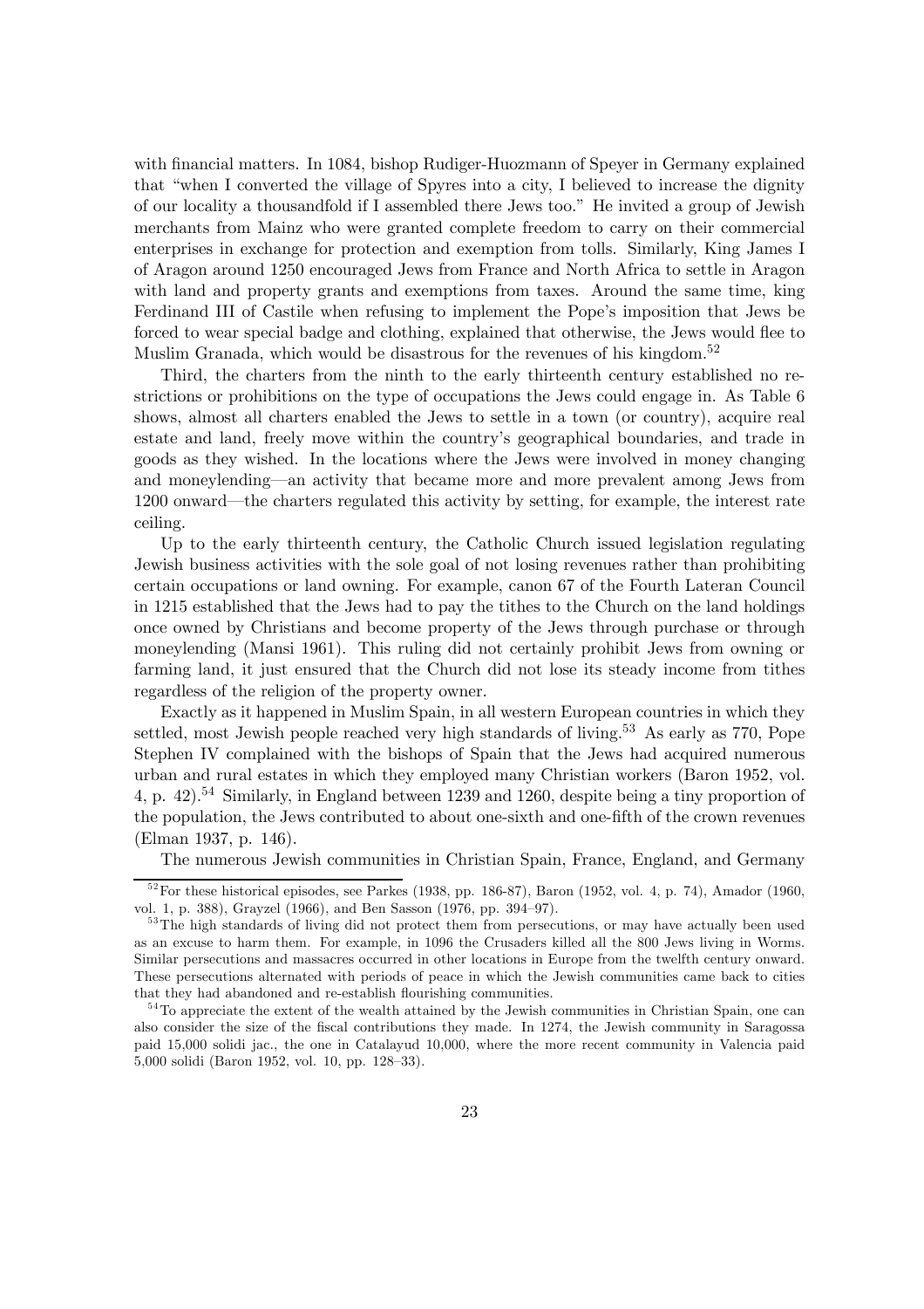with financial matters. In 1084, bishop Rudiger-Huozmann of Speyer in Germany explained that "when I converted the village of Spyres into a city, I believed to increase the dignity of our locality a thousandfold if I assembled there Jews too." He invited a group of Jewish merchants from Mainz who were granted complete freedom to carry on their commercial enterprises in exchange for protection and exemption from tolls. Similarly, King James I of Aragon around 1250 encouraged Jews from France and North Africa to settle in Aragon with land and property grants and exemptions from taxes. Around the same time, king Ferdinand III of Castile when refusing to implement the Pope's imposition that Jews be forced to wear special badge and clothing, explained that otherwise, the Jews would flee to Muslim Granada, which would be disastrous for the revenues of his kingdom.[52]

Third, the charters from the ninth to the early thirteenth century established no restrictions or prohibitions on the type of occupations the Jews could engage in. As Table 6 shows, almost all charters enabled the Jews to settle in a town (or country), acquire real estate and land, freely move within the country's geographical boundaries, and trade in goods as they wished. In the locations where the Jews were involved in money changing and moneylending—an activity that became more and more prevalent among Jews from 1200 onward—the charters regulated this activity by setting, for example, the interest rate ceiling.

Up to the early thirteenth century, the Catholic Church issued legislation regulating Jewish business activities with the sole goal of not losing revenues rather than prohibiting certain occupations or land owning. For example, canon 67 of the Fourth Lateran Council in 1215 established that the Jews had to pay the tithes to the Church on the land holdings once owned by Christians and become property of the Jews through purchase or through moneylending (Mansi 1961). This ruling did not certainly prohibit Jews from owning or farming land, it just ensured that the Church did not lose its steady income from tithes regardless of the religion of the property owner.

Exactly as it happened in Muslim Spain, in all western European countries in which they settled, most Jewish people reached very high standards of living.[53] As early as 770, Pope Stephen IV complained with the bishops of Spain that the Jews had acquired numerous urban and rural estates in which they employed many Christian workers (Baron 1952, vol. 4, p. 42).[54] Similarly, in England between 1239 and 1260, despite being a tiny proportion of the population, the Jews contributed to about one-sixth and one-fifth of the crown revenues (Elman 1937, p. 146).

The numerous Jewish communities in Christian Spain, France, England, and Germany

---

[52] For these historical episodes, see Parkes (1938, pp. 186-87), Baron (1952, vol. 4, p. 74), Amador (1960, vol. 1, p. 388), Grayzel (1966), and Ben Sasson (1976, pp. 394–97).

[53] The high standards of living did not protect them from persecutions, or may have actually been used as an excuse to harm them. For example, in 1096 the Crusaders killed all the 800 Jews living in Worms. Similar persecutions and massacres occurred in other locations in Europe from the twelfth century onward. These persecutions alternated with periods of peace in which the Jewish communities came back to cities that they had abandoned and re-establish flourishing communities.

[54] To appreciate the extent of the wealth attained by the Jewish communities in Christian Spain, one can also consider the size of the fiscal contributions they made. In 1274, the Jewish community in Saragossa paid 15,000 solidi jac., the one in Catalayud 10,000, where the more recent community in Valencia paid 5,000 solidi (Baron 1952, vol. 10, pp. 128–33).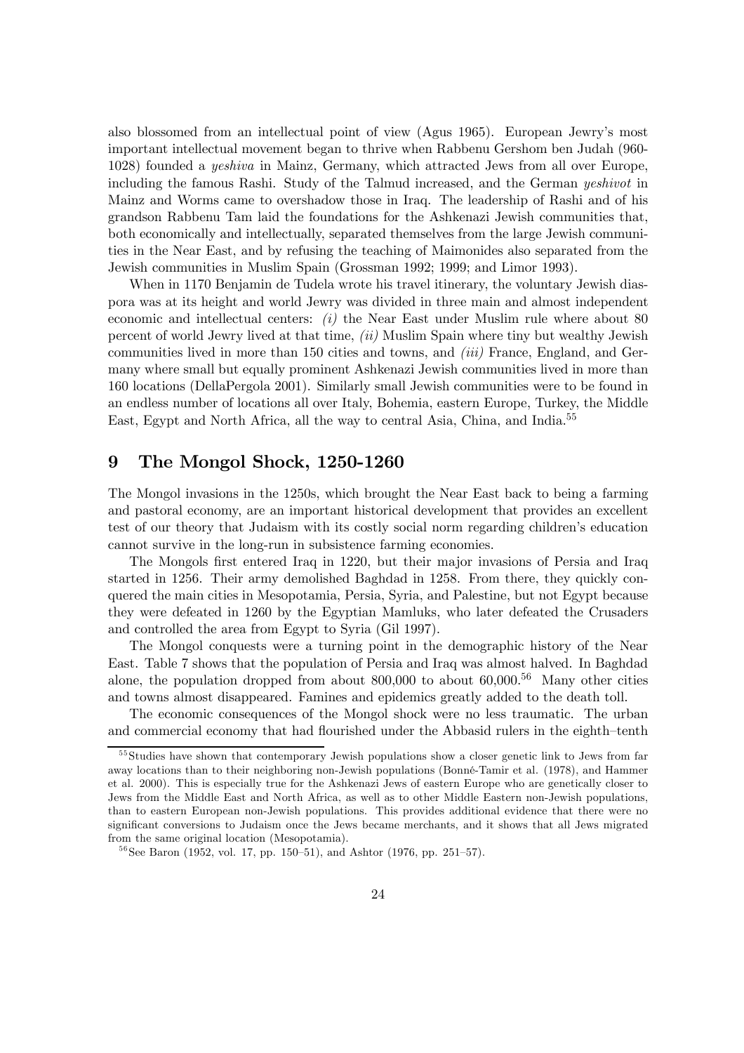also blossomed from an intellectual point of view (Agus 1965). European Jewry's most important intellectual movement began to thrive when Rabbenu Gershom ben Judah (960-1028) founded a *yeshiva* in Mainz, Germany, which attracted Jews from all over Europe, including the famous Rashi. Study of the Talmud increased, and the German *yeshivot* in Mainz and Worms came to overshadow those in Iraq. The leadership of Rashi and of his grandson Rabbenu Tam laid the foundations for the Ashkenazi Jewish communities that, both economically and intellectually, separated themselves from the large Jewish communities in the Near East, and by refusing the teaching of Maimonides also separated from the Jewish communities in Muslim Spain (Grossman 1992; 1999; and Limor 1993).

When in 1170 Benjamin de Tudela wrote his travel itinerary, the voluntary Jewish diaspora was at its height and world Jewry was divided in three main and almost independent economic and intellectual centers: *(i)* the Near East under Muslim rule where about 80 percent of world Jewry lived at that time, *(ii)* Muslim Spain where tiny but wealthy Jewish communities lived in more than 150 cities and towns, and *(iii)* France, England, and Germany where small but equally prominent Ashkenazi Jewish communities lived in more than 160 locations (DellaPergola 2001). Similarly small Jewish communities were to be found in an endless number of locations all over Italy, Bohemia, eastern Europe, Turkey, the Middle East, Egypt and North Africa, all the way to central Asia, China, and India.[55]

# 9 The Mongol Shock, 1250-1260

The Mongol invasions in the 1250s, which brought the Near East back to being a farming and pastoral economy, are an important historical development that provides an excellent test of our theory that Judaism with its costly social norm regarding children's education cannot survive in the long-run in subsistence farming economies.

The Mongols first entered Iraq in 1220, but their major invasions of Persia and Iraq started in 1256. Their army demolished Baghdad in 1258. From there, they quickly conquered the main cities in Mesopotamia, Persia, Syria, and Palestine, but not Egypt because they were defeated in 1260 by the Egyptian Mamluks, who later defeated the Crusaders and controlled the area from Egypt to Syria (Gil 1997).

The Mongol conquests were a turning point in the demographic history of the Near East. Table 7 shows that the population of Persia and Iraq was almost halved. In Baghdad alone, the population dropped from about 800,000 to about 60,000.[56] Many other cities and towns almost disappeared. Famines and epidemics greatly added to the death toll.

The economic consequences of the Mongol shock were no less traumatic. The urban and commercial economy that had flourished under the Abbasid rulers in the eighth–tenth

[55] Studies have shown that contemporary Jewish populations show a closer genetic link to Jews from far away locations than to their neighboring non-Jewish populations (Bonné-Tamir et al. (1978), and Hammer et al. 2000). This is especially true for the Ashkenazi Jews of eastern Europe who are genetically closer to Jews from the Middle East and North Africa, as well as to other Middle Eastern non-Jewish populations, than to eastern European non-Jewish populations. This provides additional evidence that there were no significant conversions to Judaism once the Jews became merchants, and it shows that all Jews migrated from the same original location (Mesopotamia).

[56] See Baron (1952, vol. 17, pp. 150–51), and Ashtor (1976, pp. 251–57).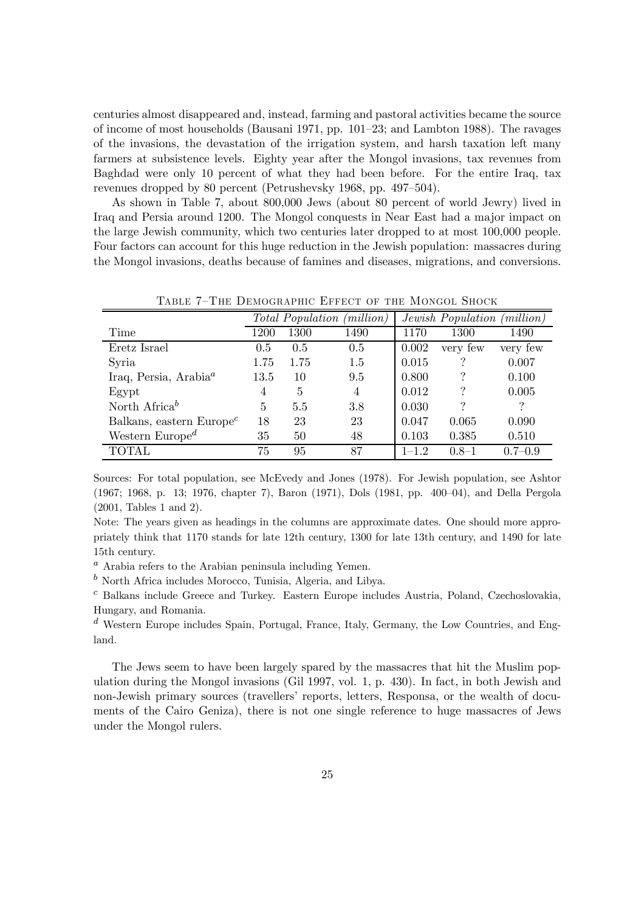centuries almost disappeared and, instead, farming and pastoral activities became the source of income of most households (Bausani 1971, pp. 101–23; and Lambton 1988). The ravages of the invasions, the devastation of the irrigation system, and harsh taxation left many farmers at subsistence levels. Eighty year after the Mongol invasions, tax revenues from Baghdad were only 10 percent of what they had been before. For the entire Iraq, tax revenues dropped by 80 percent (Petrushevsky 1968, pp. 497–504).

As shown in Table 7, about 800,000 Jews (about 80 percent of world Jewry) lived in Iraq and Persia around 1200. The Mongol conquests in Near East had a major impact on the large Jewish community, which two centuries later dropped to at most 100,000 people. Four factors can account for this huge reduction in the Jewish population: massacres during the Mongol invasions, deaths because of famines and diseases, migrations, and conversions.

Table 7–The Demographic Effect of the Mongol Shock

| | *Total Population (million)* | | | *Jewish Population (million)* | | |
|---|---|---|---|---|---|---|
| Time | 1200 | 1300 | 1490 | 1170 | 1300 | 1490 |
| Eretz Israel | 0.5 | 0.5 | 0.5 | 0.002 | very few | very few |
| Syria | 1.75 | 1.75 | 1.5 | 0.015 | ? | 0.007 |
| Iraq, Persia, Arabia[a] | 13.5 | 10 | 9.5 | 0.800 | ? | 0.100 |
| Egypt | 4 | 5 | 4 | 0.012 | ? | 0.005 |
| North Africa[b] | 5 | 5.5 | 3.8 | 0.030 | ? | ? |
| Balkans, eastern Europe[c] | 18 | 23 | 23 | 0.047 | 0.065 | 0.090 |
| Western Europe[d] | 35 | 50 | 48 | 0.103 | 0.385 | 0.510 |
| TOTAL | 75 | 95 | 87 | 1–1.2 | 0.8–1 | 0.7–0.9 |

Sources: For total population, see McEvedy and Jones (1978). For Jewish population, see Ashtor (1967; 1968, p. 13; 1976, chapter 7), Baron (1971), Dols (1981, pp. 400–04), and Della Pergola (2001, Tables 1 and 2).

Note: The years given as headings in the columns are approximate dates. One should more appropriately think that 1170 stands for late 12th century, 1300 for late 13th century, and 1490 for late 15th century.

[a] Arabia refers to the Arabian peninsula including Yemen.

[b] North Africa includes Morocco, Tunisia, Algeria, and Libya.

[c] Balkans include Greece and Turkey. Eastern Europe includes Austria, Poland, Czechoslovakia, Hungary, and Romania.

[d] Western Europe includes Spain, Portugal, France, Italy, Germany, the Low Countries, and England.

The Jews seem to have been largely spared by the massacres that hit the Muslim population during the Mongol invasions (Gil 1997, vol. 1, p. 430). In fact, in both Jewish and non-Jewish primary sources (travellers' reports, letters, Responsa, or the wealth of documents of the Cairo Geniza), there is not one single reference to huge massacres of Jews under the Mongol rulers.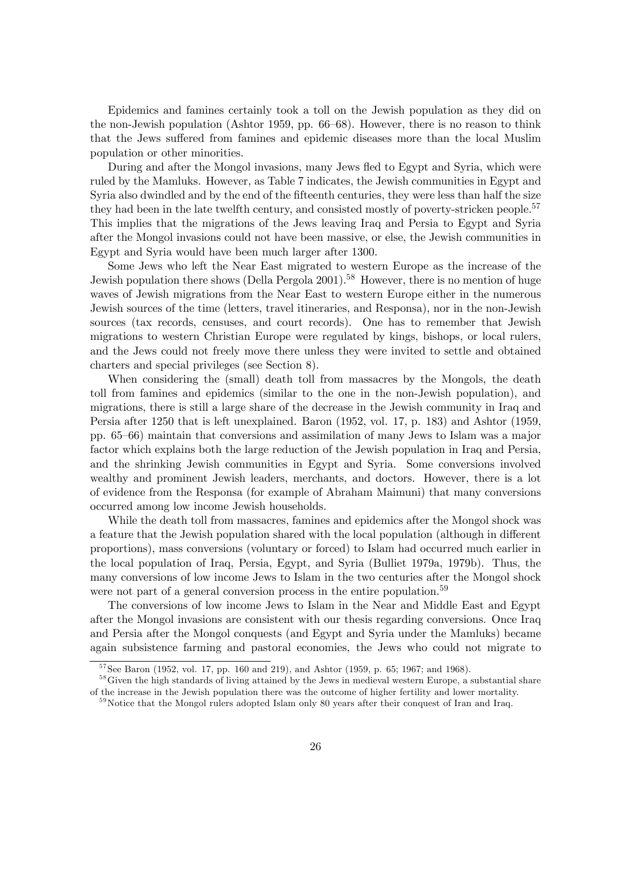Epidemics and famines certainly took a toll on the Jewish population as they did on the non-Jewish population (Ashtor 1959, pp. 66–68). However, there is no reason to think that the Jews suffered from famines and epidemic diseases more than the local Muslim population or other minorities.

During and after the Mongol invasions, many Jews fled to Egypt and Syria, which were ruled by the Mamluks. However, as Table 7 indicates, the Jewish communities in Egypt and Syria also dwindled and by the end of the fifteenth centuries, they were less than half the size they had been in the late twelfth century, and consisted mostly of poverty-stricken people.[57] This implies that the migrations of the Jews leaving Iraq and Persia to Egypt and Syria after the Mongol invasions could not have been massive, or else, the Jewish communities in Egypt and Syria would have been much larger after 1300.

Some Jews who left the Near East migrated to western Europe as the increase of the Jewish population there shows (Della Pergola 2001).[58] However, there is no mention of huge waves of Jewish migrations from the Near East to western Europe either in the numerous Jewish sources of the time (letters, travel itineraries, and Responsa), nor in the non-Jewish sources (tax records, censuses, and court records). One has to remember that Jewish migrations to western Christian Europe were regulated by kings, bishops, or local rulers, and the Jews could not freely move there unless they were invited to settle and obtained charters and special privileges (see Section 8).

When considering the (small) death toll from massacres by the Mongols, the death toll from famines and epidemics (similar to the one in the non-Jewish population), and migrations, there is still a large share of the decrease in the Jewish community in Iraq and Persia after 1250 that is left unexplained. Baron (1952, vol. 17, p. 183) and Ashtor (1959, pp. 65–66) maintain that conversions and assimilation of many Jews to Islam was a major factor which explains both the large reduction of the Jewish population in Iraq and Persia, and the shrinking Jewish communities in Egypt and Syria. Some conversions involved wealthy and prominent Jewish leaders, merchants, and doctors. However, there is a lot of evidence from the Responsa (for example of Abraham Maimuni) that many conversions occurred among low income Jewish households.

While the death toll from massacres, famines and epidemics after the Mongol shock was a feature that the Jewish population shared with the local population (although in different proportions), mass conversions (voluntary or forced) to Islam had occurred much earlier in the local population of Iraq, Persia, Egypt, and Syria (Bulliet 1979a, 1979b). Thus, the many conversions of low income Jews to Islam in the two centuries after the Mongol shock were not part of a general conversion process in the entire population.[59]

The conversions of low income Jews to Islam in the Near and Middle East and Egypt after the Mongol invasions are consistent with our thesis regarding conversions. Once Iraq and Persia after the Mongol conquests (and Egypt and Syria under the Mamluks) became again subsistence farming and pastoral economies, the Jews who could not migrate to

[57] See Baron (1952, vol. 17, pp. 160 and 219), and Ashtor (1959, p. 65; 1967; and 1968).

[58] Given the high standards of living attained by the Jews in medieval western Europe, a substantial share of the increase in the Jewish population there was the outcome of higher fertility and lower mortality.

[59] Notice that the Mongol rulers adopted Islam only 80 years after their conquest of Iran and Iraq.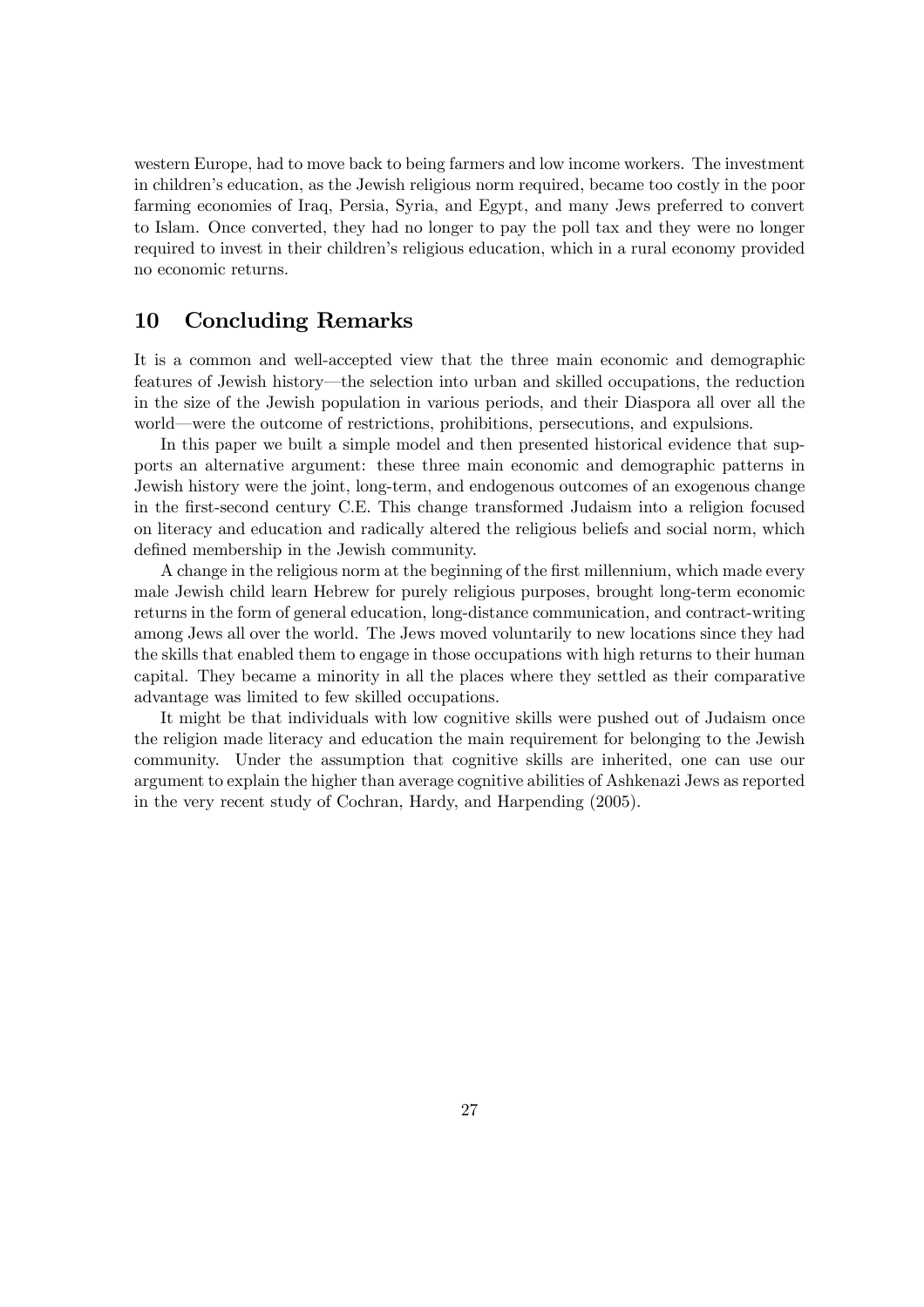western Europe, had to move back to being farmers and low income workers. The investment in children's education, as the Jewish religious norm required, became too costly in the poor farming economies of Iraq, Persia, Syria, and Egypt, and many Jews preferred to convert to Islam. Once converted, they had no longer to pay the poll tax and they were no longer required to invest in their children's religious education, which in a rural economy provided no economic returns.

## 10 Concluding Remarks

It is a common and well-accepted view that the three main economic and demographic features of Jewish history—the selection into urban and skilled occupations, the reduction in the size of the Jewish population in various periods, and their Diaspora all over all the world—were the outcome of restrictions, prohibitions, persecutions, and expulsions.

In this paper we built a simple model and then presented historical evidence that supports an alternative argument: these three main economic and demographic patterns in Jewish history were the joint, long-term, and endogenous outcomes of an exogenous change in the first-second century C.E. This change transformed Judaism into a religion focused on literacy and education and radically altered the religious beliefs and social norm, which defined membership in the Jewish community.

A change in the religious norm at the beginning of the first millennium, which made every male Jewish child learn Hebrew for purely religious purposes, brought long-term economic returns in the form of general education, long-distance communication, and contract-writing among Jews all over the world. The Jews moved voluntarily to new locations since they had the skills that enabled them to engage in those occupations with high returns to their human capital. They became a minority in all the places where they settled as their comparative advantage was limited to few skilled occupations.

It might be that individuals with low cognitive skills were pushed out of Judaism once the religion made literacy and education the main requirement for belonging to the Jewish community. Under the assumption that cognitive skills are inherited, one can use our argument to explain the higher than average cognitive abilities of Ashkenazi Jews as reported in the very recent study of Cochran, Hardy, and Harpending (2005).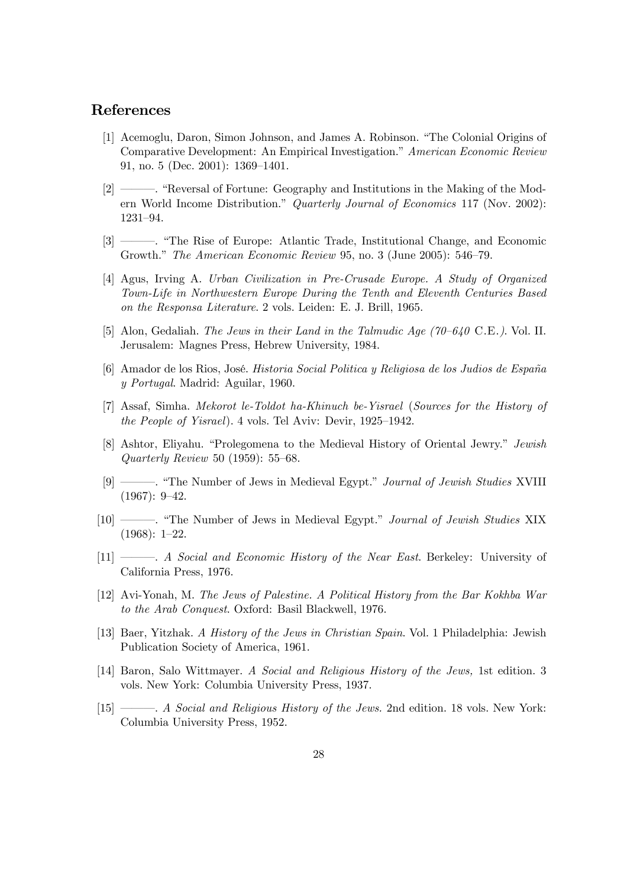## References

[1] Acemoglu, Daron, Simon Johnson, and James A. Robinson. "The Colonial Origins of Comparative Development: An Empirical Investigation." *American Economic Review* 91, no. 5 (Dec. 2001): 1369–1401.

[2] ———. "Reversal of Fortune: Geography and Institutions in the Making of the Modern World Income Distribution." *Quarterly Journal of Economics* 117 (Nov. 2002): 1231–94.

[3] ———. "The Rise of Europe: Atlantic Trade, Institutional Change, and Economic Growth." *The American Economic Review* 95, no. 3 (June 2005): 546–79.

[4] Agus, Irving A. *Urban Civilization in Pre-Crusade Europe. A Study of Organized Town-Life in Northwestern Europe During the Tenth and Eleventh Centuries Based on the Responsa Literature*. 2 vols. Leiden: E. J. Brill, 1965.

[5] Alon, Gedaliah. *The Jews in their Land in the Talmudic Age (70–640* C.E.*)*. Vol. II. Jerusalem: Magnes Press, Hebrew University, 1984.

[6] Amador de los Rios, José. *Historia Social Politica y Religiosa de los Judios de España y Portugal*. Madrid: Aguilar, 1960.

[7] Assaf, Simha. *Mekorot le-Toldot ha-Khinuch be-Yisrael* (*Sources for the History of the People of Yisrael*). 4 vols. Tel Aviv: Devir, 1925–1942.

[8] Ashtor, Eliyahu. "Prolegomena to the Medieval History of Oriental Jewry." *Jewish Quarterly Review* 50 (1959): 55–68.

[9] ———. "The Number of Jews in Medieval Egypt." *Journal of Jewish Studies* XVIII (1967): 9–42.

[10] ———. "The Number of Jews in Medieval Egypt." *Journal of Jewish Studies* XIX (1968): 1–22.

[11] ———. *A Social and Economic History of the Near East*. Berkeley: University of California Press, 1976.

[12] Avi-Yonah, M. *The Jews of Palestine. A Political History from the Bar Kokhba War to the Arab Conquest*. Oxford: Basil Blackwell, 1976.

[13] Baer, Yitzhak. *A History of the Jews in Christian Spain*. Vol. 1 Philadelphia: Jewish Publication Society of America, 1961.

[14] Baron, Salo Wittmayer. *A Social and Religious History of the Jews,* 1st edition. 3 vols. New York: Columbia University Press, 1937.

[15] ———. *A Social and Religious History of the Jews*. 2nd edition. 18 vols. New York: Columbia University Press, 1952.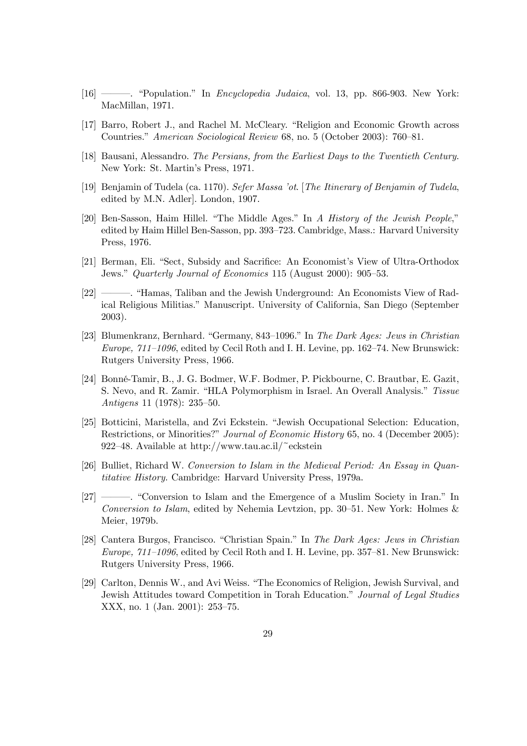[16] ———. "Population." In *Encyclopedia Judaica*, vol. 13, pp. 866-903. New York: MacMillan, 1971.

[17] Barro, Robert J., and Rachel M. McCleary. "Religion and Economic Growth across Countries." *American Sociological Review* 68, no. 5 (October 2003): 760–81.

[18] Bausani, Alessandro. *The Persians, from the Earliest Days to the Twentieth Century.* New York: St. Martin's Press, 1971.

[19] Benjamin of Tudela (ca. 1170). *Sefer Massa 'ot.* [*The Itinerary of Benjamin of Tudela*, edited by M.N. Adler]. London, 1907.

[20] Ben-Sasson, Haim Hillel. "The Middle Ages." In *A History of the Jewish People*," edited by Haim Hillel Ben-Sasson, pp. 393–723. Cambridge, Mass.: Harvard University Press, 1976.

[21] Berman, Eli. "Sect, Subsidy and Sacrifice: An Economist's View of Ultra-Orthodox Jews." *Quarterly Journal of Economics* 115 (August 2000): 905–53.

[22] ———. "Hamas, Taliban and the Jewish Underground: An Economists View of Radical Religious Militias." Manuscript. University of California, San Diego (September 2003).

[23] Blumenkranz, Bernhard. "Germany, 843–1096." In *The Dark Ages: Jews in Christian Europe, 711–1096*, edited by Cecil Roth and I. H. Levine, pp. 162–74. New Brunswick: Rutgers University Press, 1966.

[24] Bonné-Tamir, B., J. G. Bodmer, W.F. Bodmer, P. Pickbourne, C. Brautbar, E. Gazit, S. Nevo, and R. Zamir. "HLA Polymorphism in Israel. An Overall Analysis." *Tissue Antigens* 11 (1978): 235–50.

[25] Botticini, Maristella, and Zvi Eckstein. "Jewish Occupational Selection: Education, Restrictions, or Minorities?" *Journal of Economic History* 65, no. 4 (December 2005): 922–48. Available at http://www.tau.ac.il/~eckstein

[26] Bulliet, Richard W. *Conversion to Islam in the Medieval Period: An Essay in Quantitative History.* Cambridge: Harvard University Press, 1979a.

[27] ———. "Conversion to Islam and the Emergence of a Muslim Society in Iran." In *Conversion to Islam*, edited by Nehemia Levtzion, pp. 30–51. New York: Holmes & Meier, 1979b.

[28] Cantera Burgos, Francisco. "Christian Spain." In *The Dark Ages: Jews in Christian Europe, 711–1096*, edited by Cecil Roth and I. H. Levine, pp. 357–81. New Brunswick: Rutgers University Press, 1966.

[29] Carlton, Dennis W., and Avi Weiss. "The Economics of Religion, Jewish Survival, and Jewish Attitudes toward Competition in Torah Education." *Journal of Legal Studies* XXX, no. 1 (Jan. 2001): 253–75.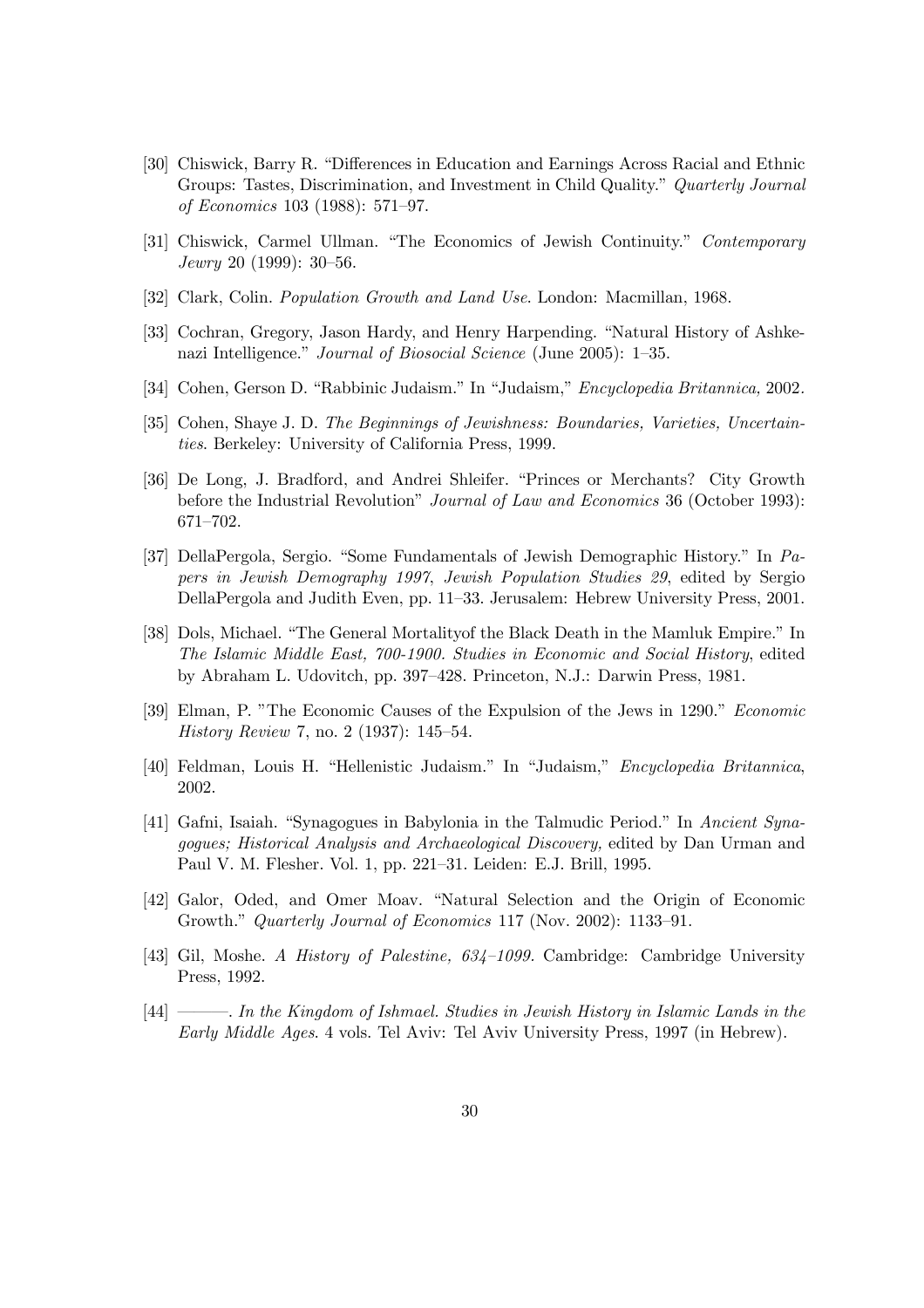[30] Chiswick, Barry R. "Differences in Education and Earnings Across Racial and Ethnic Groups: Tastes, Discrimination, and Investment in Child Quality." *Quarterly Journal of Economics* 103 (1988): 571–97.

[31] Chiswick, Carmel Ullman. "The Economics of Jewish Continuity." *Contemporary Jewry* 20 (1999): 30–56.

[32] Clark, Colin. *Population Growth and Land Use*. London: Macmillan, 1968.

[33] Cochran, Gregory, Jason Hardy, and Henry Harpending. "Natural History of Ashkenazi Intelligence." *Journal of Biosocial Science* (June 2005): 1–35.

[34] Cohen, Gerson D. "Rabbinic Judaism." In "Judaism," *Encyclopedia Britannica,* 2002.

[35] Cohen, Shaye J. D. *The Beginnings of Jewishness: Boundaries, Varieties, Uncertainties*. Berkeley: University of California Press, 1999.

[36] De Long, J. Bradford, and Andrei Shleifer. "Princes or Merchants? City Growth before the Industrial Revolution" *Journal of Law and Economics* 36 (October 1993): 671–702.

[37] DellaPergola, Sergio. "Some Fundamentals of Jewish Demographic History." In *Papers in Jewish Demography 1997*, *Jewish Population Studies 29*, edited by Sergio DellaPergola and Judith Even, pp. 11–33. Jerusalem: Hebrew University Press, 2001.

[38] Dols, Michael. "The General Mortalityof the Black Death in the Mamluk Empire." In *The Islamic Middle East, 700-1900. Studies in Economic and Social History*, edited by Abraham L. Udovitch, pp. 397–428. Princeton, N.J.: Darwin Press, 1981.

[39] Elman, P. "The Economic Causes of the Expulsion of the Jews in 1290." *Economic History Review* 7, no. 2 (1937): 145–54.

[40] Feldman, Louis H. "Hellenistic Judaism." In "Judaism," *Encyclopedia Britannica*, 2002.

[41] Gafni, Isaiah. "Synagogues in Babylonia in the Talmudic Period." In *Ancient Synagogues; Historical Analysis and Archaeological Discovery,* edited by Dan Urman and Paul V. M. Flesher. Vol. 1, pp. 221–31. Leiden: E.J. Brill, 1995.

[42] Galor, Oded, and Omer Moav. "Natural Selection and the Origin of Economic Growth." *Quarterly Journal of Economics* 117 (Nov. 2002): 1133–91.

[43] Gil, Moshe. *A History of Palestine, 634–1099*. Cambridge: Cambridge University Press, 1992.

[44] ———. *In the Kingdom of Ishmael. Studies in Jewish History in Islamic Lands in the Early Middle Ages*. 4 vols. Tel Aviv: Tel Aviv University Press, 1997 (in Hebrew).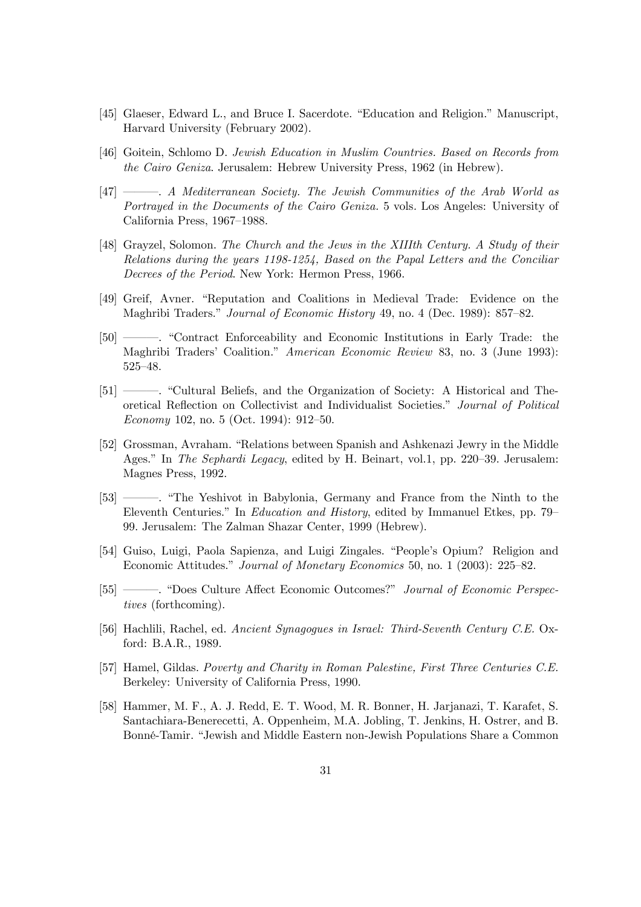[45] Glaeser, Edward L., and Bruce I. Sacerdote. "Education and Religion." Manuscript, Harvard University (February 2002).

[46] Goitein, Schlomo D. *Jewish Education in Muslim Countries. Based on Records from the Cairo Geniza*. Jerusalem: Hebrew University Press, 1962 (in Hebrew).

[47] ———. *A Mediterranean Society. The Jewish Communities of the Arab World as Portrayed in the Documents of the Cairo Geniza.* 5 vols. Los Angeles: University of California Press, 1967–1988.

[48] Grayzel, Solomon. *The Church and the Jews in the XIIIth Century. A Study of their Relations during the years 1198-1254, Based on the Papal Letters and the Conciliar Decrees of the Period*. New York: Hermon Press, 1966.

[49] Greif, Avner. "Reputation and Coalitions in Medieval Trade: Evidence on the Maghribi Traders." *Journal of Economic History* 49, no. 4 (Dec. 1989): 857–82.

[50] ———. "Contract Enforceability and Economic Institutions in Early Trade: the Maghribi Traders' Coalition." *American Economic Review* 83, no. 3 (June 1993): 525–48.

[51] ———. "Cultural Beliefs, and the Organization of Society: A Historical and Theoretical Reflection on Collectivist and Individualist Societies." *Journal of Political Economy* 102, no. 5 (Oct. 1994): 912–50.

[52] Grossman, Avraham. "Relations between Spanish and Ashkenazi Jewry in the Middle Ages." In *The Sephardi Legacy*, edited by H. Beinart, vol.1, pp. 220–39. Jerusalem: Magnes Press, 1992.

[53] ———. "The Yeshivot in Babylonia, Germany and France from the Ninth to the Eleventh Centuries." In *Education and History*, edited by Immanuel Etkes, pp. 79–99. Jerusalem: The Zalman Shazar Center, 1999 (Hebrew).

[54] Guiso, Luigi, Paola Sapienza, and Luigi Zingales. "People's Opium? Religion and Economic Attitudes." *Journal of Monetary Economics* 50, no. 1 (2003): 225–82.

[55] ———. "Does Culture Affect Economic Outcomes?" *Journal of Economic Perspectives* (forthcoming).

[56] Hachlili, Rachel, ed. *Ancient Synagogues in Israel: Third-Seventh Century C.E.* Oxford: B.A.R., 1989.

[57] Hamel, Gildas. *Poverty and Charity in Roman Palestine, First Three Centuries C.E.* Berkeley: University of California Press, 1990.

[58] Hammer, M. F., A. J. Redd, E. T. Wood, M. R. Bonner, H. Jarjanazi, T. Karafet, S. Santachiara-Benerecetti, A. Oppenheim, M.A. Jobling, T. Jenkins, H. Ostrer, and B. Bonné-Tamir. "Jewish and Middle Eastern non-Jewish Populations Share a Common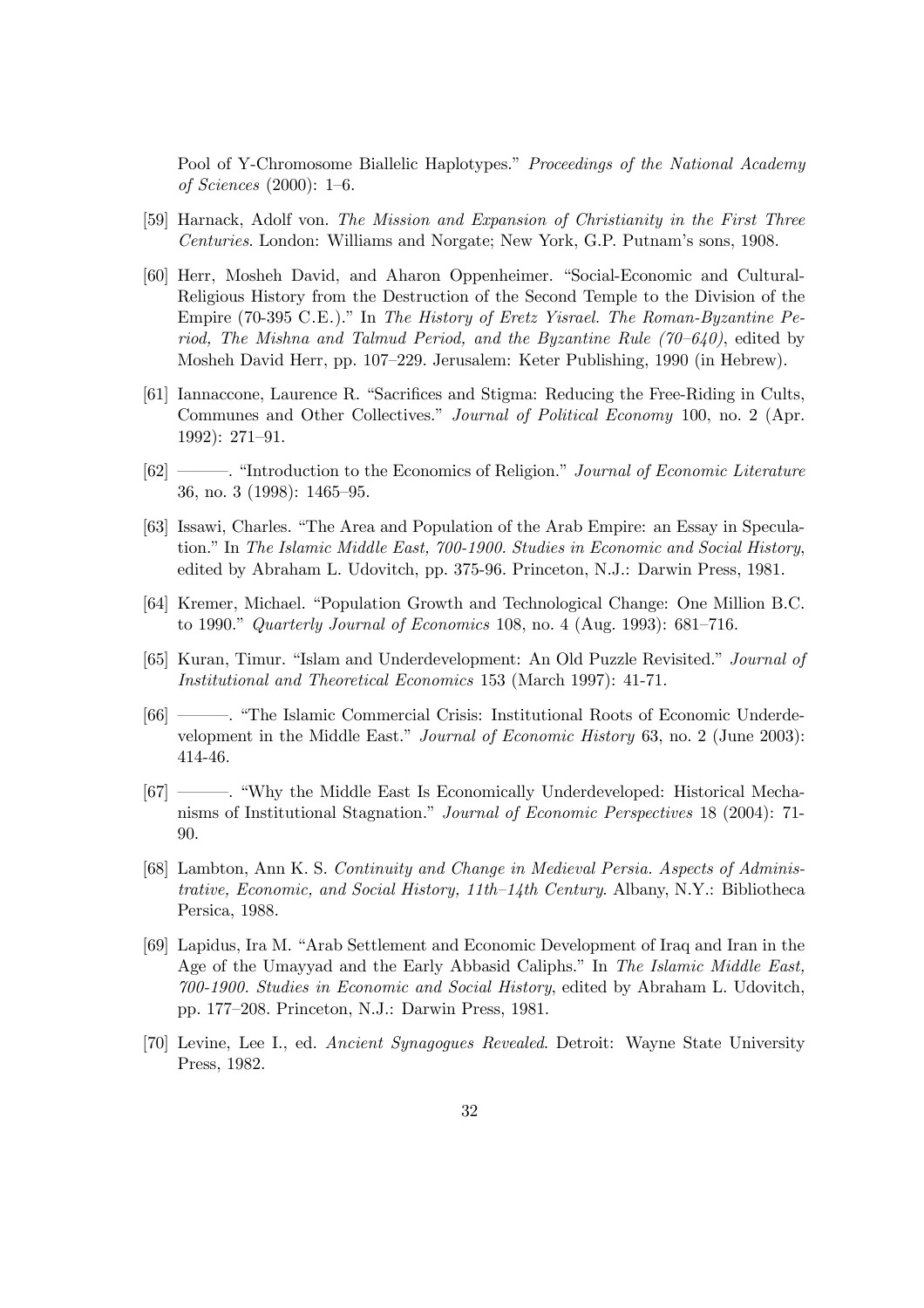Pool of Y-Chromosome Biallelic Haplotypes." *Proceedings of the National Academy of Sciences* (2000): 1–6.

[59] Harnack, Adolf von. *The Mission and Expansion of Christianity in the First Three Centuries*. London: Williams and Norgate; New York, G.P. Putnam's sons, 1908.

[60] Herr, Mosheh David, and Aharon Oppenheimer. "Social-Economic and Cultural-Religious History from the Destruction of the Second Temple to the Division of the Empire (70-395 C.E.)." In *The History of Eretz Yisrael. The Roman-Byzantine Period, The Mishna and Talmud Period, and the Byzantine Rule (70–640)*, edited by Mosheh David Herr, pp. 107–229. Jerusalem: Keter Publishing, 1990 (in Hebrew).

[61] Iannaccone, Laurence R. "Sacrifices and Stigma: Reducing the Free-Riding in Cults, Communes and Other Collectives." *Journal of Political Economy* 100, no. 2 (Apr. 1992): 271–91.

[62] ———. "Introduction to the Economics of Religion." *Journal of Economic Literature* 36, no. 3 (1998): 1465–95.

[63] Issawi, Charles. "The Area and Population of the Arab Empire: an Essay in Speculation." In *The Islamic Middle East, 700-1900. Studies in Economic and Social History*, edited by Abraham L. Udovitch, pp. 375-96. Princeton, N.J.: Darwin Press, 1981.

[64] Kremer, Michael. "Population Growth and Technological Change: One Million B.C. to 1990." *Quarterly Journal of Economics* 108, no. 4 (Aug. 1993): 681–716.

[65] Kuran, Timur. "Islam and Underdevelopment: An Old Puzzle Revisited." *Journal of Institutional and Theoretical Economics* 153 (March 1997): 41-71.

[66] ———. "The Islamic Commercial Crisis: Institutional Roots of Economic Underdevelopment in the Middle East." *Journal of Economic History* 63, no. 2 (June 2003): 414-46.

[67] ———. "Why the Middle East Is Economically Underdeveloped: Historical Mechanisms of Institutional Stagnation." *Journal of Economic Perspectives* 18 (2004): 71-90.

[68] Lambton, Ann K. S. *Continuity and Change in Medieval Persia. Aspects of Administrative, Economic, and Social History, 11th–14th Century*. Albany, N.Y.: Bibliotheca Persica, 1988.

[69] Lapidus, Ira M. "Arab Settlement and Economic Development of Iraq and Iran in the Age of the Umayyad and the Early Abbasid Caliphs." In *The Islamic Middle East, 700-1900. Studies in Economic and Social History*, edited by Abraham L. Udovitch, pp. 177–208. Princeton, N.J.: Darwin Press, 1981.

[70] Levine, Lee I., ed. *Ancient Synagogues Revealed*. Detroit: Wayne State University Press, 1982.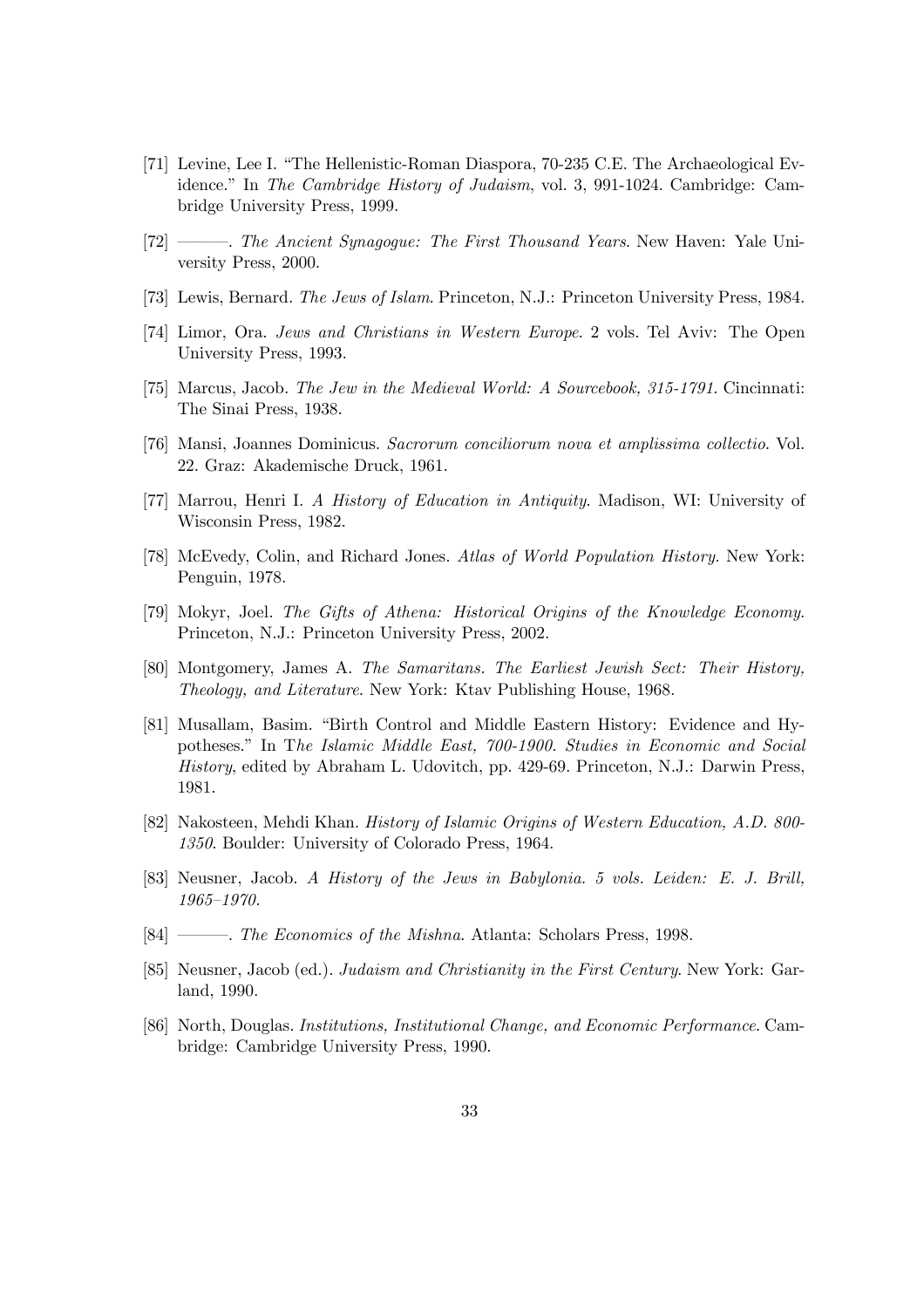[71] Levine, Lee I. "The Hellenistic-Roman Diaspora, 70-235 C.E. The Archaeological Evidence." In *The Cambridge History of Judaism*, vol. 3, 991-1024. Cambridge: Cambridge University Press, 1999.

[72] ———. *The Ancient Synagogue: The First Thousand Years*. New Haven: Yale University Press, 2000.

[73] Lewis, Bernard. *The Jews of Islam*. Princeton, N.J.: Princeton University Press, 1984.

[74] Limor, Ora. *Jews and Christians in Western Europe*. 2 vols. Tel Aviv: The Open University Press, 1993.

[75] Marcus, Jacob. *The Jew in the Medieval World: A Sourcebook, 315-1791*. Cincinnati: The Sinai Press, 1938.

[76] Mansi, Joannes Dominicus. *Sacrorum conciliorum nova et amplissima collectio*. Vol. 22. Graz: Akademische Druck, 1961.

[77] Marrou, Henri I. *A History of Education in Antiquity*. Madison, WI: University of Wisconsin Press, 1982.

[78] McEvedy, Colin, and Richard Jones. *Atlas of World Population History*. New York: Penguin, 1978.

[79] Mokyr, Joel. *The Gifts of Athena: Historical Origins of the Knowledge Economy*. Princeton, N.J.: Princeton University Press, 2002.

[80] Montgomery, James A. *The Samaritans. The Earliest Jewish Sect: Their History, Theology, and Literature*. New York: Ktav Publishing House, 1968.

[81] Musallam, Basim. "Birth Control and Middle Eastern History: Evidence and Hypotheses." In T*he Islamic Middle East, 700-1900. Studies in Economic and Social History*, edited by Abraham L. Udovitch, pp. 429-69. Princeton, N.J.: Darwin Press, 1981.

[82] Nakosteen, Mehdi Khan. *History of Islamic Origins of Western Education, A.D. 800-1350*. Boulder: University of Colorado Press, 1964.

[83] Neusner, Jacob. *A History of the Jews in Babylonia. 5 vols. Leiden: E. J. Brill, 1965–1970.*

[84] ———. *The Economics of the Mishna*. Atlanta: Scholars Press, 1998.

[85] Neusner, Jacob (ed.). *Judaism and Christianity in the First Century*. New York: Garland, 1990.

[86] North, Douglas. *Institutions, Institutional Change, and Economic Performance*. Cambridge: Cambridge University Press, 1990.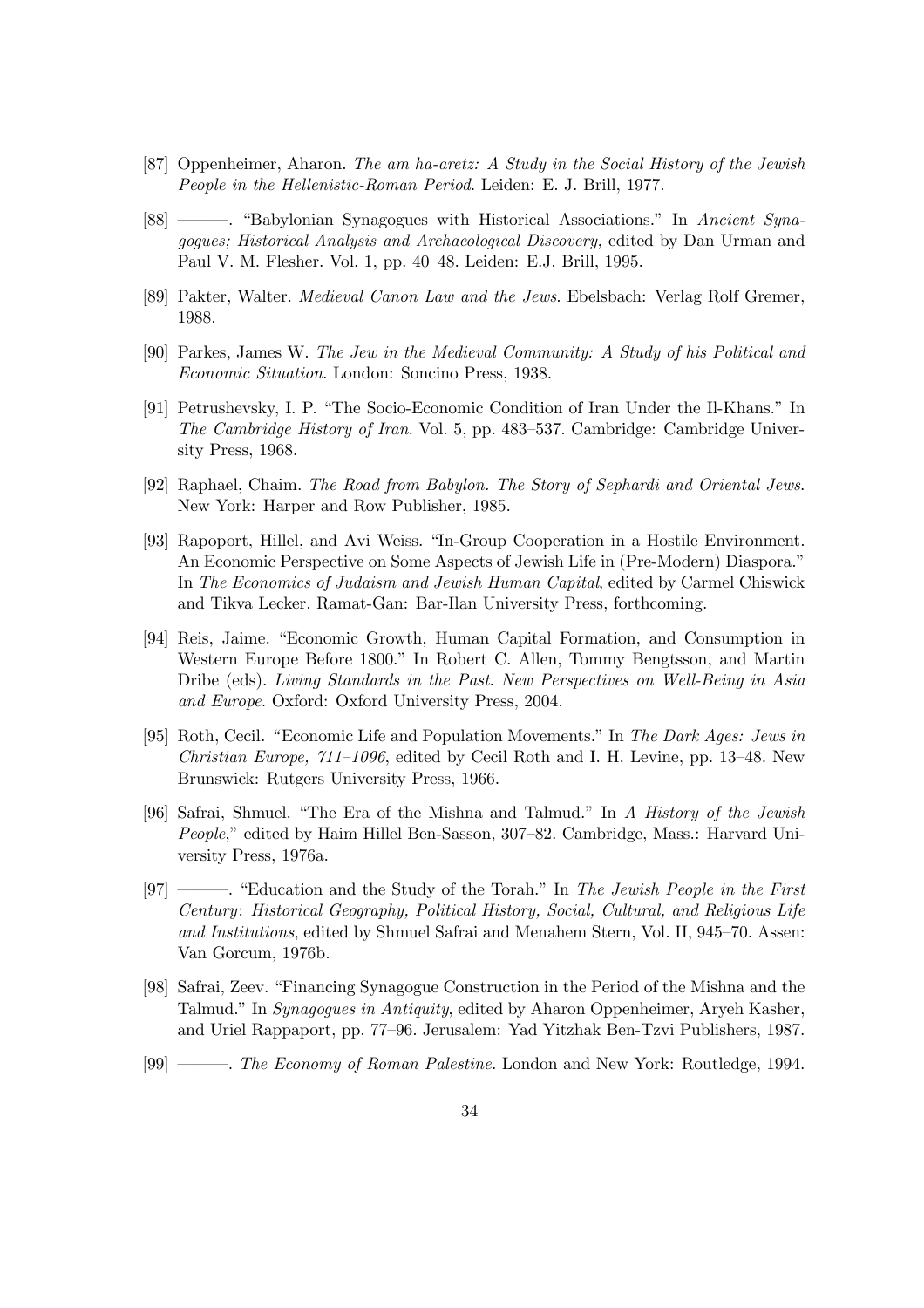[87] Oppenheimer, Aharon. *The am ha-aretz: A Study in the Social History of the Jewish People in the Hellenistic-Roman Period*. Leiden: E. J. Brill, 1977.

[88] ———. "Babylonian Synagogues with Historical Associations." In *Ancient Synagogues; Historical Analysis and Archaeological Discovery,* edited by Dan Urman and Paul V. M. Flesher. Vol. 1, pp. 40–48. Leiden: E.J. Brill, 1995.

[89] Pakter, Walter. *Medieval Canon Law and the Jews*. Ebelsbach: Verlag Rolf Gremer, 1988.

[90] Parkes, James W. *The Jew in the Medieval Community: A Study of his Political and Economic Situation*. London: Soncino Press, 1938.

[91] Petrushevsky, I. P. "The Socio-Economic Condition of Iran Under the Il-Khans." In *The Cambridge History of Iran*. Vol. 5, pp. 483–537. Cambridge: Cambridge University Press, 1968.

[92] Raphael, Chaim. *The Road from Babylon. The Story of Sephardi and Oriental Jews*. New York: Harper and Row Publisher, 1985.

[93] Rapoport, Hillel, and Avi Weiss. "In-Group Cooperation in a Hostile Environment. An Economic Perspective on Some Aspects of Jewish Life in (Pre-Modern) Diaspora." In *The Economics of Judaism and Jewish Human Capital*, edited by Carmel Chiswick and Tikva Lecker. Ramat-Gan: Bar-Ilan University Press, forthcoming.

[94] Reis, Jaime. "Economic Growth, Human Capital Formation, and Consumption in Western Europe Before 1800." In Robert C. Allen, Tommy Bengtsson, and Martin Dribe (eds). *Living Standards in the Past. New Perspectives on Well-Being in Asia and Europe*. Oxford: Oxford University Press, 2004.

[95] Roth, Cecil. "Economic Life and Population Movements." In *The Dark Ages: Jews in Christian Europe, 711–1096*, edited by Cecil Roth and I. H. Levine, pp. 13–48. New Brunswick: Rutgers University Press, 1966.

[96] Safrai, Shmuel. "The Era of the Mishna and Talmud." In *A History of the Jewish People*," edited by Haim Hillel Ben-Sasson, 307–82. Cambridge, Mass.: Harvard University Press, 1976a.

[97] ———. "Education and the Study of the Torah." In *The Jewish People in the First Century*: *Historical Geography, Political History, Social, Cultural, and Religious Life and Institutions*, edited by Shmuel Safrai and Menahem Stern, Vol. II, 945–70. Assen: Van Gorcum, 1976b.

[98] Safrai, Zeev. "Financing Synagogue Construction in the Period of the Mishna and the Talmud." In *Synagogues in Antiquity*, edited by Aharon Oppenheimer, Aryeh Kasher, and Uriel Rappaport, pp. 77–96. Jerusalem: Yad Yitzhak Ben-Tzvi Publishers, 1987.

[99] ———. *The Economy of Roman Palestine*. London and New York: Routledge, 1994.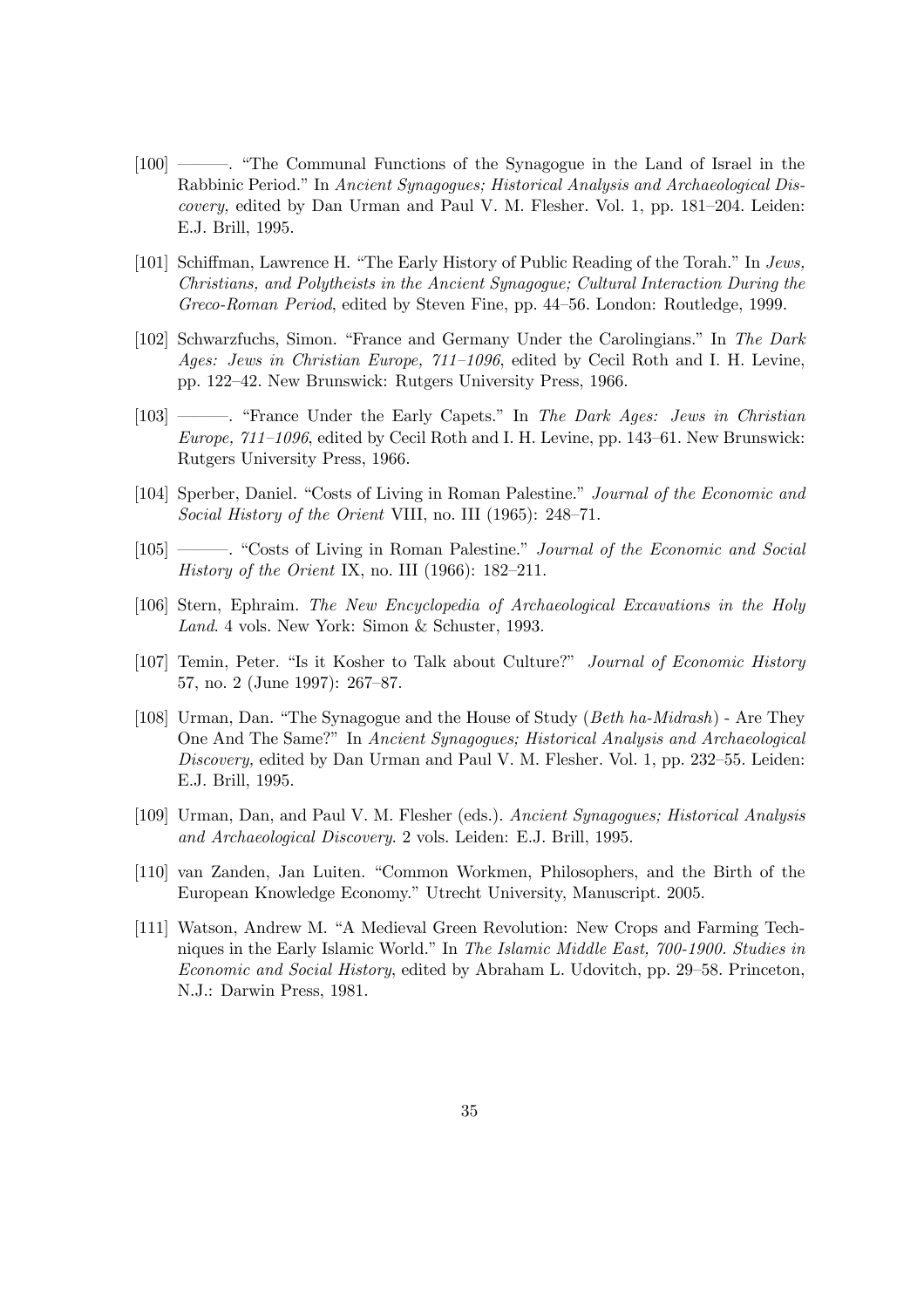[100] ———. "The Communal Functions of the Synagogue in the Land of Israel in the Rabbinic Period." In *Ancient Synagogues; Historical Analysis and Archaeological Discovery,* edited by Dan Urman and Paul V. M. Flesher. Vol. 1, pp. 181–204. Leiden: E.J. Brill, 1995.

[101] Schiffman, Lawrence H. "The Early History of Public Reading of the Torah." In *Jews, Christians, and Polytheists in the Ancient Synagogue; Cultural Interaction During the Greco-Roman Period*, edited by Steven Fine, pp. 44–56. London: Routledge, 1999.

[102] Schwarzfuchs, Simon. "France and Germany Under the Carolingians." In *The Dark Ages: Jews in Christian Europe, 711–1096*, edited by Cecil Roth and I. H. Levine, pp. 122–42. New Brunswick: Rutgers University Press, 1966.

[103] ———. "France Under the Early Capets." In *The Dark Ages: Jews in Christian Europe, 711–1096*, edited by Cecil Roth and I. H. Levine, pp. 143–61. New Brunswick: Rutgers University Press, 1966.

[104] Sperber, Daniel. "Costs of Living in Roman Palestine." *Journal of the Economic and Social History of the Orient* VIII, no. III (1965): 248–71.

[105] ———. "Costs of Living in Roman Palestine." *Journal of the Economic and Social History of the Orient* IX, no. III (1966): 182–211.

[106] Stern, Ephraim. *The New Encyclopedia of Archaeological Excavations in the Holy Land*. 4 vols. New York: Simon & Schuster, 1993.

[107] Temin, Peter. "Is it Kosher to Talk about Culture?" *Journal of Economic History* 57, no. 2 (June 1997): 267–87.

[108] Urman, Dan. "The Synagogue and the House of Study (*Beth ha-Midrash*) - Are They One And The Same?" In *Ancient Synagogues; Historical Analysis and Archaeological Discovery,* edited by Dan Urman and Paul V. M. Flesher. Vol. 1, pp. 232–55. Leiden: E.J. Brill, 1995.

[109] Urman, Dan, and Paul V. M. Flesher (eds.). *Ancient Synagogues; Historical Analysis and Archaeological Discovery*. 2 vols. Leiden: E.J. Brill, 1995.

[110] van Zanden, Jan Luiten. "Common Workmen, Philosophers, and the Birth of the European Knowledge Economy." Utrecht University, Manuscript. 2005.

[111] Watson, Andrew M. "A Medieval Green Revolution: New Crops and Farming Techniques in the Early Islamic World." In *The Islamic Middle East, 700-1900. Studies in Economic and Social History*, edited by Abraham L. Udovitch, pp. 29–58. Princeton, N.J.: Darwin Press, 1981.